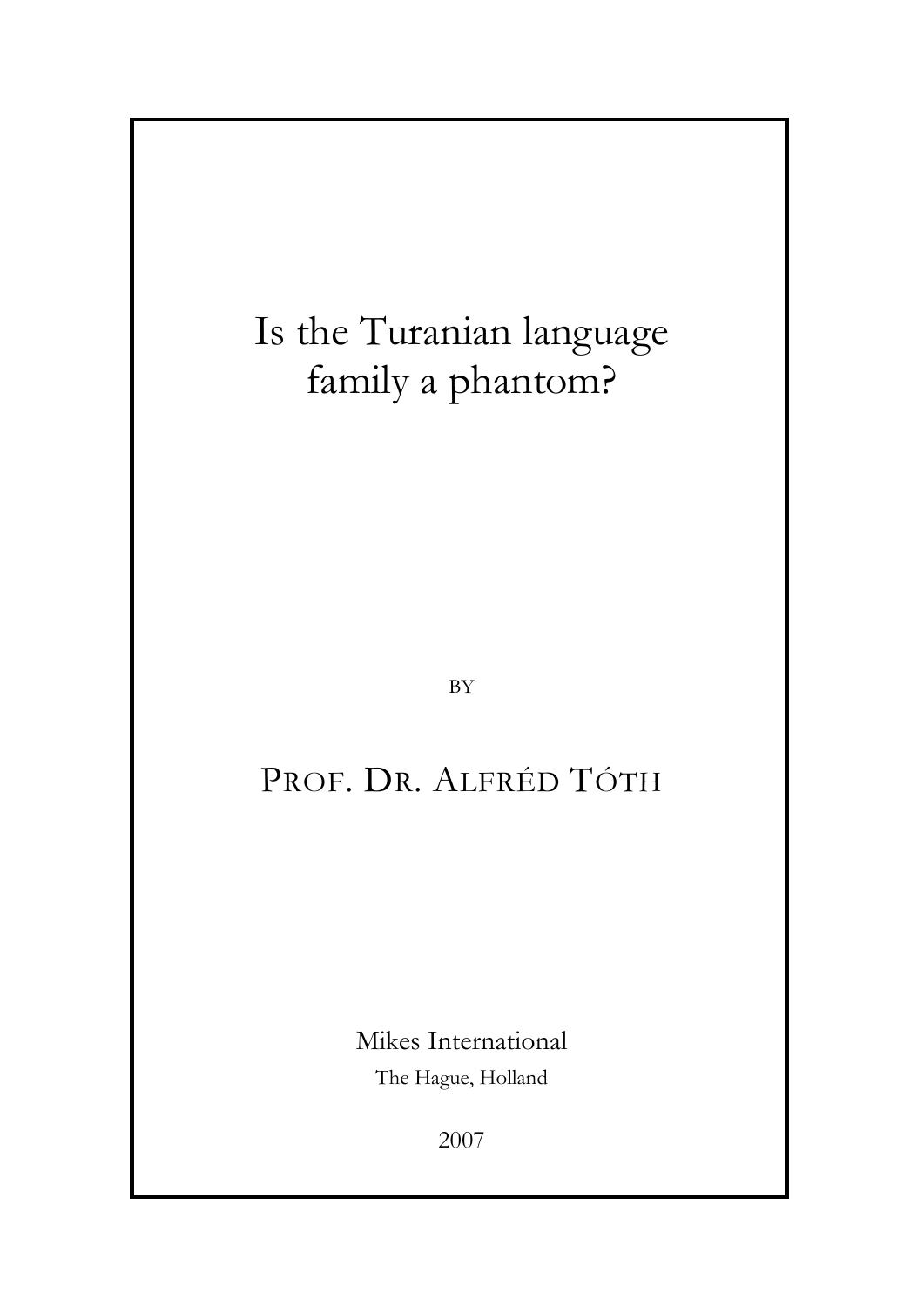# Is the Turanian language family a phantom?

BY

PROF. DR. ALFRÉD TÓTH

Mikes International

The Hague, Holland

2007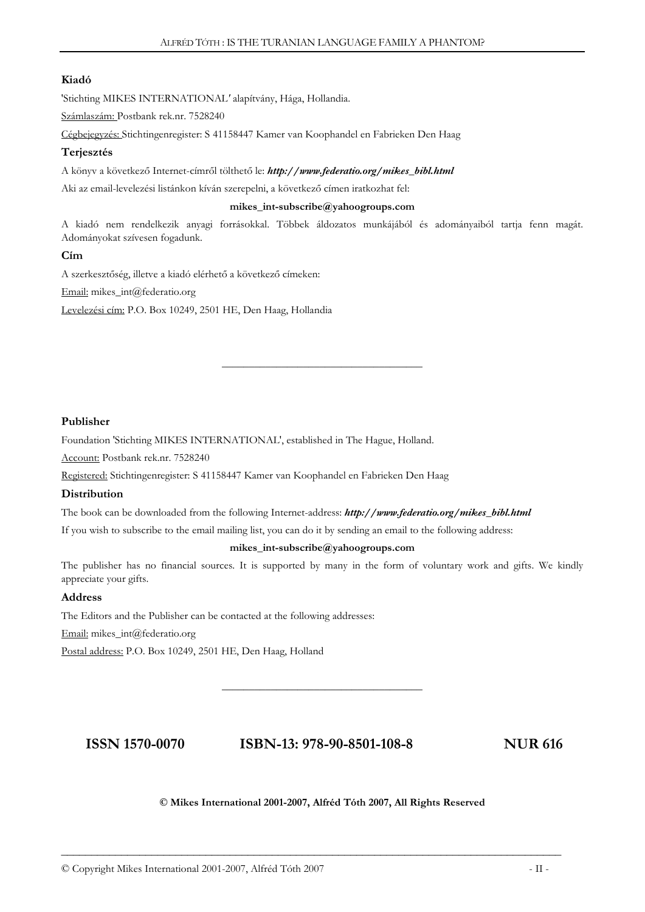### Kiadó

'Stichting MIKES INTERNATIONAL' alapítvány, Hága, Hollandia.

Számlaszám: Postbank rek.nr. 7528240

Cégbejegyzés: Stichtingenregister: S 41158447 Kamer van Koophandel en Fabrieken Den Haag

### Terjesztés

A könyv a következő Internet-címről tölthető le: ***http://www.federatio.org/mikes_bibl.html***

Aki az email-levelezési listánkon kíván szerepelni, a következő címen iratkozhat fel:

**mikes_int-subscribe@yahoogroups.com**

A kiadó nem rendelkezik anyagi forrásokkal. Többek áldozatos munkájából és adományaiból tartja fenn magát. Adományokat szívesen fogadunk.

### Cím

A szerkesztőség, illetve a kiadó elérhető a következő címeken:

Email: mikes_int@federatio.org

Levelezési cím: P.O. Box 10249, 2501 HE, Den Haag, Hollandia

---

### Publisher

Foundation 'Stichting MIKES INTERNATIONAL', established in The Hague, Holland.

Account: Postbank rek.nr. 7528240

Registered: Stichtingenregister: S 41158447 Kamer van Koophandel en Fabrieken Den Haag

### Distribution

The book can be downloaded from the following Internet-address: ***http://www.federatio.org/mikes_bibl.html***

If you wish to subscribe to the email mailing list, you can do it by sending an email to the following address:

**mikes_int-subscribe@yahoogroups.com**

The publisher has no financial sources. It is supported by many in the form of voluntary work and gifts. We kindly appreciate your gifts.

### Address

The Editors and the Publisher can be contacted at the following addresses:

Email: mikes_int@federatio.org

Postal address: P.O. Box 10249, 2501 HE, Den Haag, Holland

---

**ISSN 1570-0070** **ISBN-13: 978-90-8501-108-8** **NUR 616**

**© Mikes International 2001-2007, Alfréd Tóth 2007, All Rights Reserved**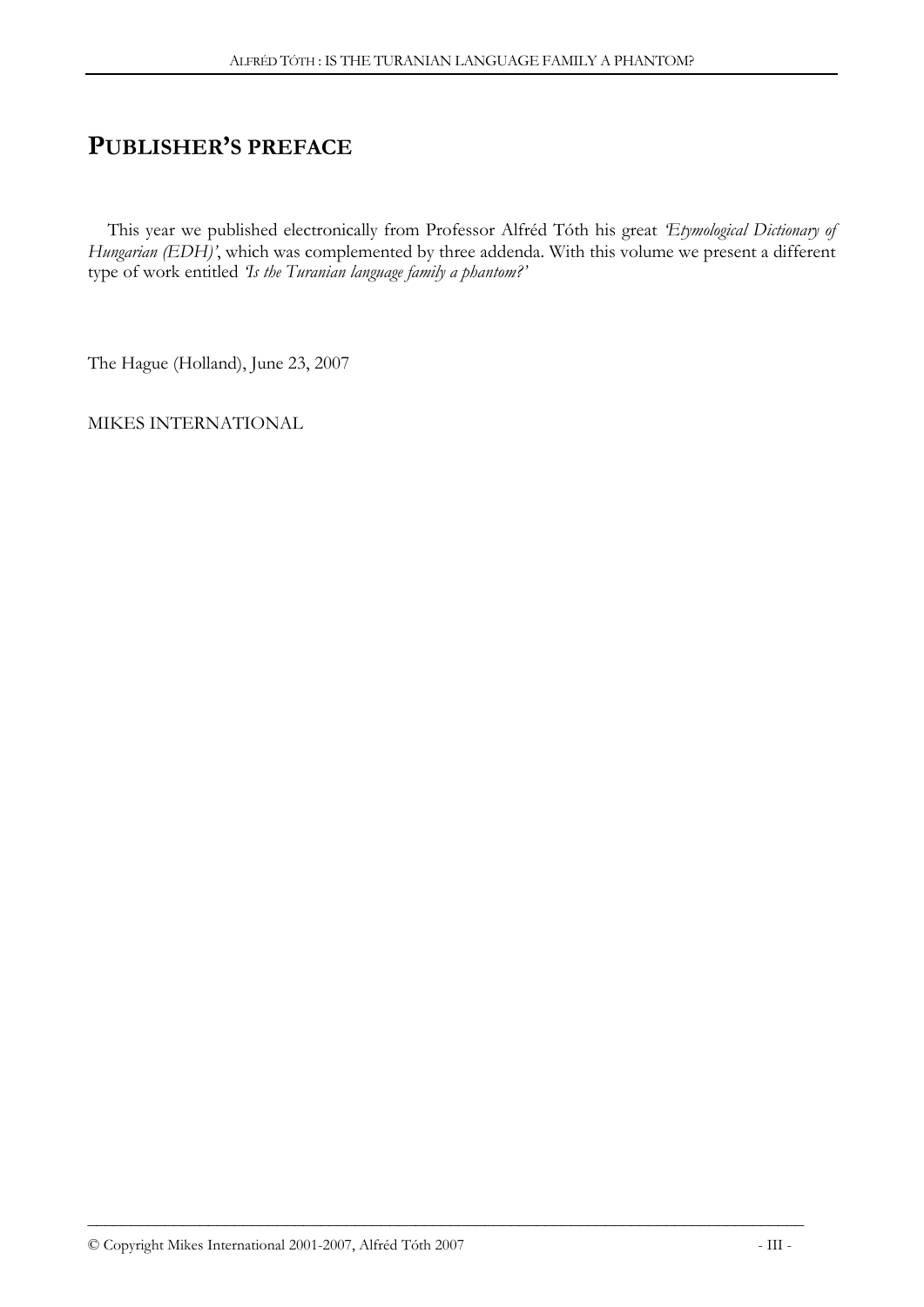# PUBLISHER'S PREFACE

This year we published electronically from Professor Alfréd Tóth his great *'Etymological Dictionary of Hungarian (EDH)'*, which was complemented by three addenda. With this volume we present a different type of work entitled *'Is the Turanian language family a phantom?'*

The Hague (Holland), June 23, 2007

MIKES INTERNATIONAL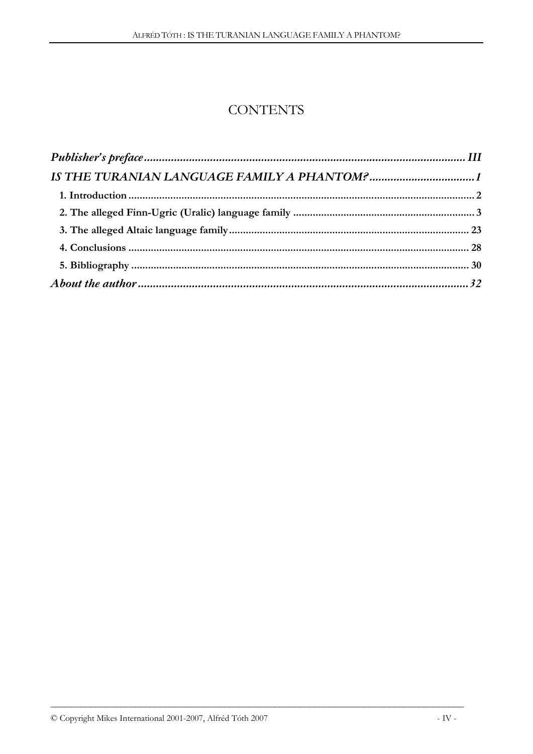# CONTENTS

*Publisher's preface* ........................................................................................................... *III*

*IS THE TURANIAN LANGUAGE FAMILY A PHANTOM?* .................................. *1*

**1. Introduction** .......................................................................................................... **2**

**2. The alleged Finn-Ugric (Uralic) language family** ................................................................ **3**

**3. The alleged Altaic language family** ..................................................................................... **23**

**4. Conclusions** ........................................................................................................ **28**

**5. Bibliography** ....................................................................................................... **30**

*About the author* ............................................................................................................. *32*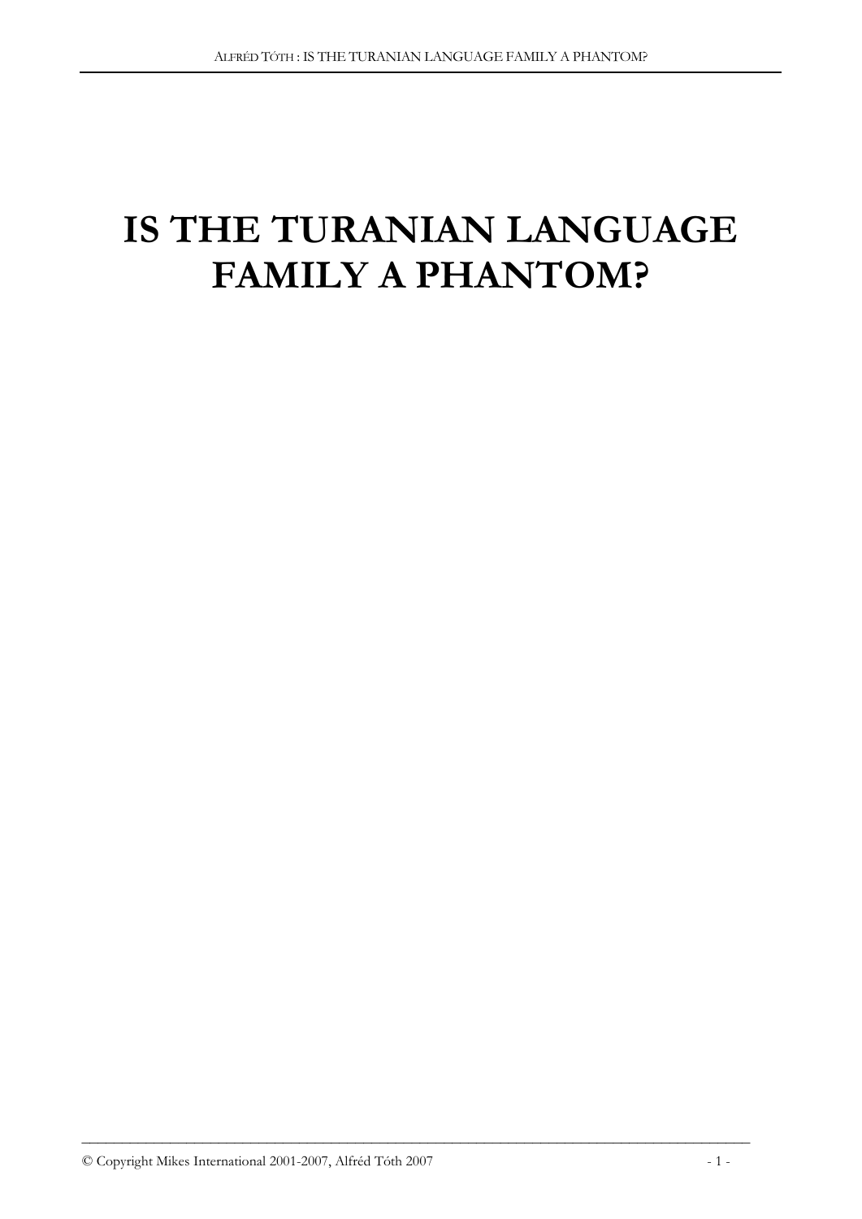# IS THE TURANIAN LANGUAGE FAMILY A PHANTOM?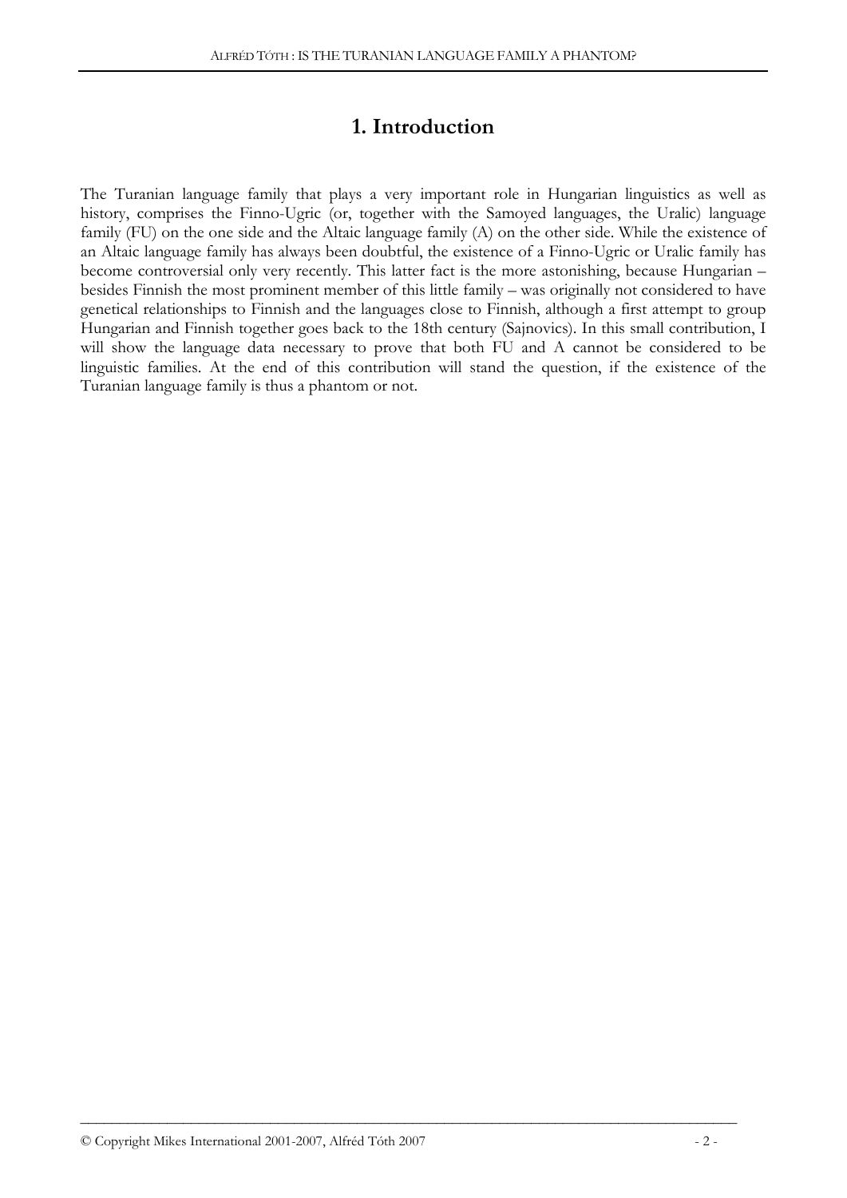# 1. Introduction

The Turanian language family that plays a very important role in Hungarian linguistics as well as history, comprises the Finno-Ugric (or, together with the Samoyed languages, the Uralic) language family (FU) on the one side and the Altaic language family (A) on the other side. While the existence of an Altaic language family has always been doubtful, the existence of a Finno-Ugric or Uralic family has become controversial only very recently. This latter fact is the more astonishing, because Hungarian – besides Finnish the most prominent member of this little family – was originally not considered to have genetical relationships to Finnish and the languages close to Finnish, although a first attempt to group Hungarian and Finnish together goes back to the 18th century (Sajnovics). In this small contribution, I will show the language data necessary to prove that both FU and A cannot be considered to be linguistic families. At the end of this contribution will stand the question, if the existence of the Turanian language family is thus a phantom or not.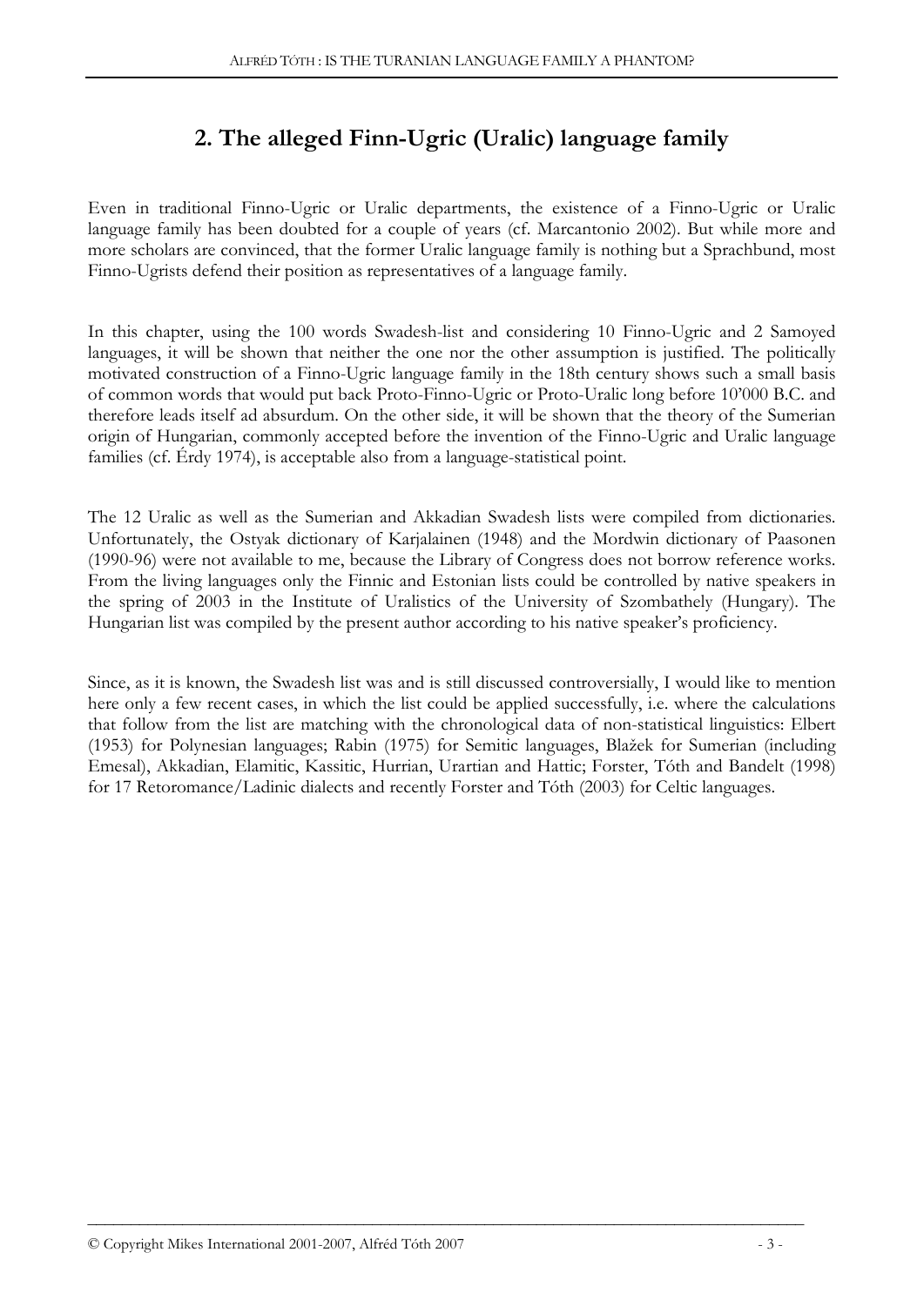## 2. The alleged Finn-Ugric (Uralic) language family

Even in traditional Finno-Ugric or Uralic departments, the existence of a Finno-Ugric or Uralic language family has been doubted for a couple of years (cf. Marcantonio 2002). But while more and more scholars are convinced, that the former Uralic language family is nothing but a Sprachbund, most Finno-Ugrists defend their position as representatives of a language family.

In this chapter, using the 100 words Swadesh-list and considering 10 Finno-Ugric and 2 Samoyed languages, it will be shown that neither the one nor the other assumption is justified. The politically motivated construction of a Finno-Ugric language family in the 18th century shows such a small basis of common words that would put back Proto-Finno-Ugric or Proto-Uralic long before 10'000 B.C. and therefore leads itself ad absurdum. On the other side, it will be shown that the theory of the Sumerian origin of Hungarian, commonly accepted before the invention of the Finno-Ugric and Uralic language families (cf. Érdy 1974), is acceptable also from a language-statistical point.

The 12 Uralic as well as the Sumerian and Akkadian Swadesh lists were compiled from dictionaries. Unfortunately, the Ostyak dictionary of Karjalainen (1948) and the Mordwin dictionary of Paasonen (1990-96) were not available to me, because the Library of Congress does not borrow reference works. From the living languages only the Finnic and Estonian lists could be controlled by native speakers in the spring of 2003 in the Institute of Uralistics of the University of Szombathely (Hungary). The Hungarian list was compiled by the present author according to his native speaker's proficiency.

Since, as it is known, the Swadesh list was and is still discussed controversially, I would like to mention here only a few recent cases, in which the list could be applied successfully, i.e. where the calculations that follow from the list are matching with the chronological data of non-statistical linguistics: Elbert (1953) for Polynesian languages; Rabin (1975) for Semitic languages, Blažek for Sumerian (including Emesal), Akkadian, Elamitic, Kassitic, Hurrian, Urartian and Hattic; Forster, Tóth and Bandelt (1998) for 17 Retoromance/Ladinic dialects and recently Forster and Tóth (2003) for Celtic languages.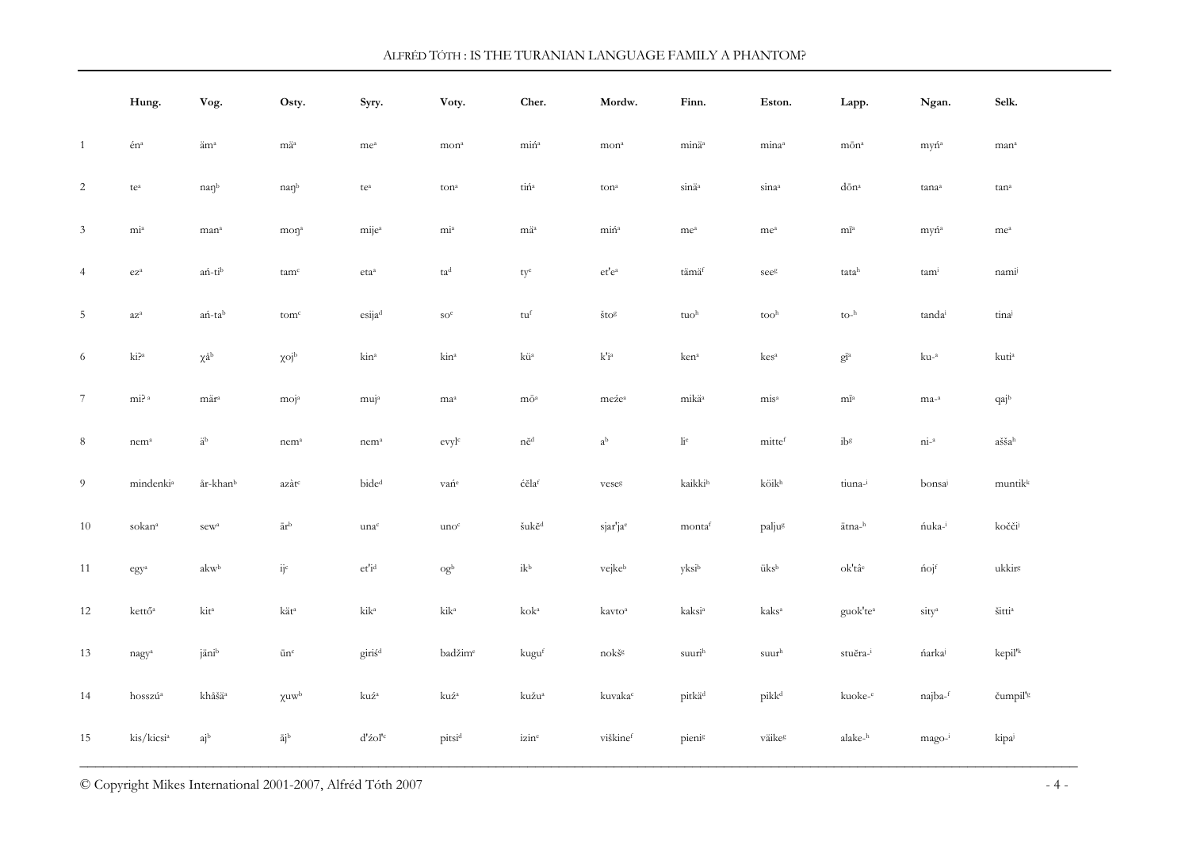| | Hung. | Vog. | Osty. | Syry. | Voty. | Cher. | Mordw. | Finn. | Eston. | Lapp. | Ngan. | Selk. |
|---|---|---|---|---|---|---|---|---|---|---|---|---|
| 1 | én[a] | äm[a] | mä[a] | me[a] | mon[a] | min'[a] | mon[a] | minä[a] | mina[a] | mõn[a] | myń[a] | man[a] |
| 2 | te[a] | naŋ[b] | naŋ[b] | te[a] | ton[a] | tiń[a] | ton[a] | sinä[a] | sina[a] | dõn[a] | tana[a] | tan[a] |
| 3 | mi[a] | man[a] | moŋ[a] | mije[a] | mi[a] | mä[a] | miń[a] | me[a] | me[a] | mĩ[a] | myń[a] | me[a] |
| 4 | ez[a] | ań-ti[b] | tam[c] | eta[a] | ta[d] | ty[e] | et'e[a] | tämä[f] | see[g] | tata[h] | tam[i] | nami[j] |
| 5 | az[a] | ań-ta[b] | tom[c] | esija[d] | so[e] | tu[f] | što[g] | tuo[h] | too[h] | to-[h] | tanda[i] | tina[j] |
| 6 | ki?[a] | χâ[b] | χoj[b] | kin[a] | kin[a] | kü[a] | k'i[a] | ken[a] | kes[a] | gĩ[a] | ku-[a] | kuti[a] |
| 7 | mi? [a] | mär[a] | moj[a] | muj[a] | ma[a] | mõ[a] | meźe[a] | mikä[a] | mis[a] | mĩ[a] | ma-[a] | qaj[b] |
| 8 | nem[a] | ä[b] | nem[a] | nem[a] | evyl[c] | ně[d] | a[b] | li[e] | mitte[f] | ib[g] | ni-[a] | ašša[h] |
| 9 | mindenki[a] | år-khan[b] | azàt[c] | bide[d] | vań[e] | ćěla[f] | veseg | kaikki[h] | köik[h] | tiuna-[i] | bonsa[j] | muntik[k] |
| 10 | sokan[a] | sew[a] | är[b] | una[c] | uno[c] | šukě[d] | sjar'ja[e] | monta[f] | palju[g] | ätna-[h] | ńuka-[i] | kočči[j] |
| 11 | egy[a] | akw[b] | ij[c] | et'i[d] | og[b] | ik[b] | vejke[b] | yksi[b] | üks[b] | ok'tâ[e] | ńoj[f] | ukkir[g] |
| 12 | kettő[a] | kit[a] | kät[a] | kik[a] | kik[a] | kok[a] | kavto[a] | kaksi[a] | kaks[a] | guok'te[a] | sity[a] | šitti[a] |
| 13 | nagy[a] | jäni[b] | ŭn[c] | giriś[d] | badžim[e] | kugu[f] | nokš[g] | suuri[h] | suur[h] | stuěra-[i] | ńarka[j] | kepil'[k] |
| 14 | hosszú[a] | khåšä[a] | χuw[b] | kuź[a] | kuź[a] | kužu[a] | kuvaka[c] | pitkä[d] | pikk[d] | kuoke-[e] | najba-[f] | čumpil'[g] |
| 15 | kis/kicsi[a] | aj[b] | äj[b] | d'źol'[c] | pitsi[d] | izin[e] | viškine[f] | pieni[g] | väike[g] | alake-[h] | mago-[i] | kipa[j] |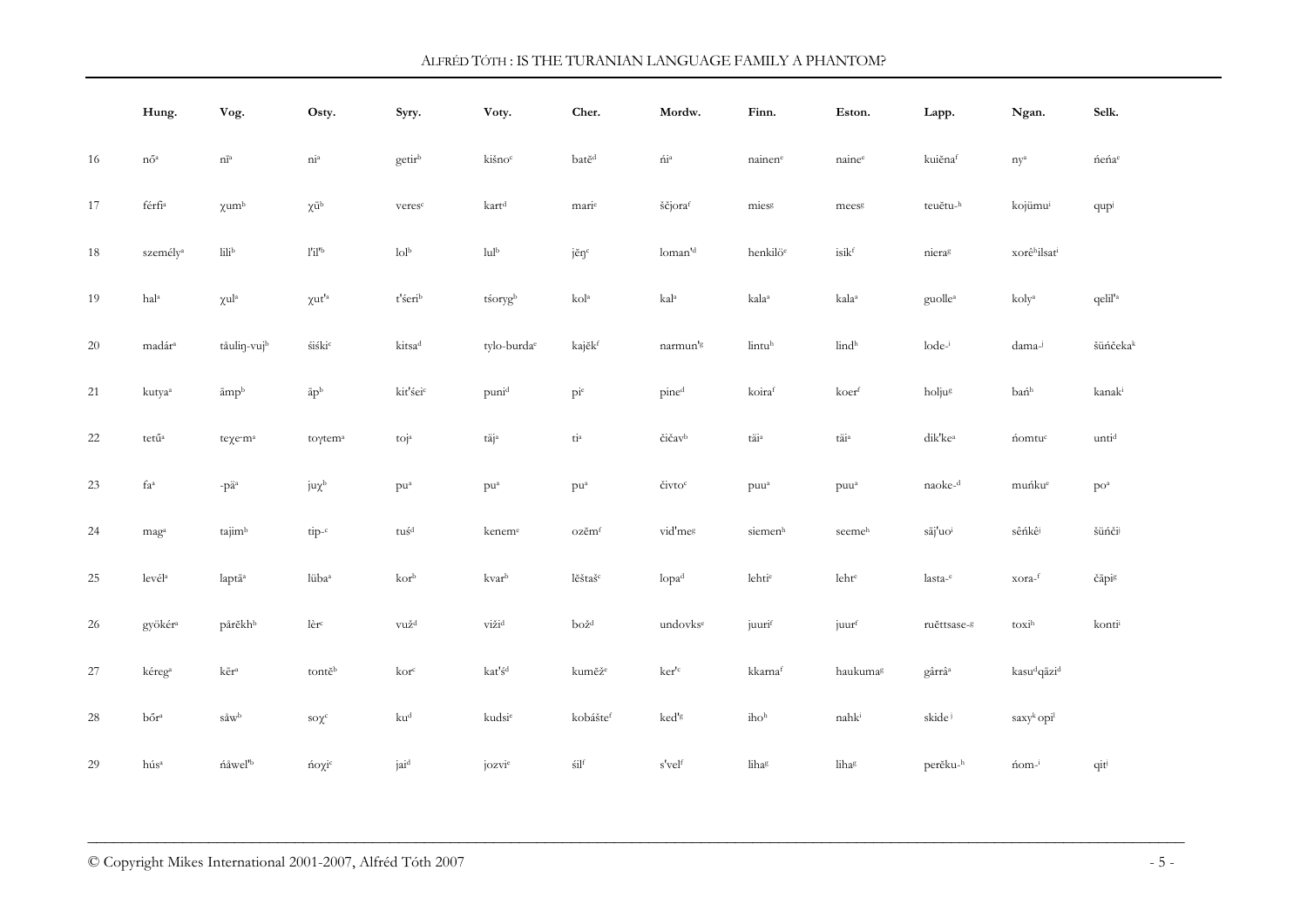|  | Hung. | Vog. | Osty. | Syry. | Voty. | Cher. | Mordw. | Finn. | Eston. | Lapp. | Ngan. | Selk. |
|---|---|---|---|---|---|---|---|---|---|---|---|---|
| 16 | nő[a] | nī[a] | ni[a] | getir[b] | kišno[c] | batĕ[d] | ńi[a] | nainen[e] | naine[e] | kuiĕna[f] | ny[a] | ńeńa[e] |
| 17 | férfi[a] | χum[b] | χŭ[b] | veres[c] | kart[d] | mari[e] | ščjora[f] | mies[g] | mees[g] | teuĕtu-[h] | kojümu[i] | qup[j] |
| 18 | személy[a] | lili[b] | l'il'[b] | lol[b] | lul[b] | jĕŋ[c] | loman'[d] | henkilö[e] | isik[f] | niera[g] | xorê[h]ilsat[i] |  |
| 19 | hal[a] | χul[a] | χut'[a] | t'śeri[b] | tśoryg[b] | kol[a] | kal[a] | kala[a] | kala[a] | guolle[a] | koly[a] | qelil'[a] |
| 20 | madár[a] | tåuliŋ-vuj[b] | śiśki[c] | kitsa[d] | tylo-burda[e] | kajĕk[f] | narmun'[g] | lintu[h] | lind[h] | lode-[i] | dama-[j] | šüńčeka[k] |
| 21 | kutya[a] | āmp[b] | āp[b] | kit'śei[c] | puni[d] | pi[e] | pine[d] | koira[f] | koer[f] | holju[g] | bań[h] | kanak[i] |
| 22 | tetű[a] | teχe·m[a] | toγtem[a] | toj[a] | täj[a] | ti[a] | čičav[b] | täi[a] | täi[a] | dik'ke[a] | ńomtu[c] | unti[d] |
| 23 | fa[a] | -pā[a] | juχ[b] | pu[a] | pu[a] | pu[a] | čivto[c] | puu[a] | puu[a] | naoke-[d] | muńku[e] | po[a] |
| 24 | mag[a] | tajim[b] | tip-[c] | tuś[d] | kenem[e] | ozĕm[f] | vid'me[g] | siemen[h] | seeme[h] | sāj'uo[i] | sêńkê[j] | šüńči[j] |
| 25 | levél[a] | laptā[a] | lüba[a] | kor[b] | kvar[b] | lĕštaš[c] | lopa[d] | lehti[e] | leht[e] | lasta-[e] | xora-[f] | čāpi[g] |
| 26 | gyökér[a] | pārĕkh[b] | lèr[c] | vuž[d] | viži[d] | bož[d] | undovks[e] | juuri[f] | juur[f] | ruĕttsase-[g] | toxi[h] | konti[i] |
| 27 | kéreg[a] | kēr[a] | tontĕ[b] | kor[c] | kat'ś[d] | kumĕž[e] | ker'[e] | kkarna[f] | haukuma[g] | gârrâ[a] | kasu[d]qāzi[d] |  |
| 28 | bőr[a] | såw[b] | soχ[c] | ku[d] | kudsi[e] | kobášte[f] | ked'[g] | iho[h] | nahk[i] | skide[j] | saxy[k] opi[l] |  |
| 29 | hús[a] | ńåwel'[b] | ńoχi[c] | jai[d] | jozvi[e] | šil[f] | s'vel[f] | liha[g] | liha[g] | perĕku-[h] | ńom-[i] | qit[j] |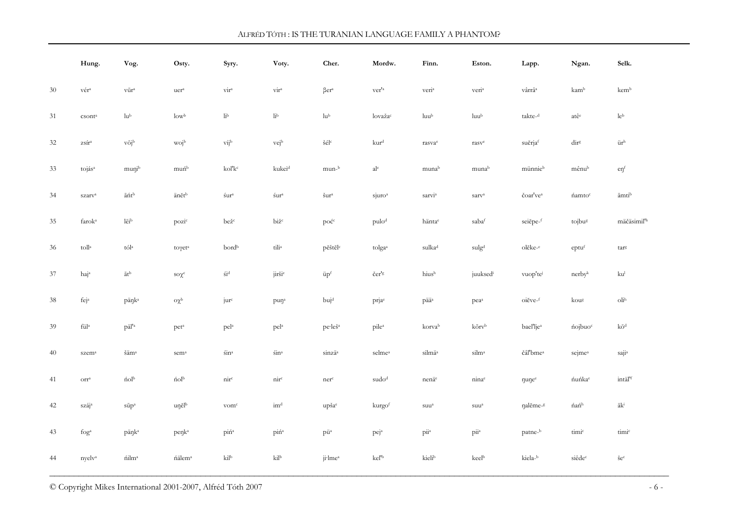| | Hung. | Vog. | Osty. | Syry. | Voty. | Cher. | Mordw. | Finn. | Eston. | Lapp. | Ngan. | Selk. |
|---|---|---|---|---|---|---|---|---|---|---|---|---|
| 30 | vér[a] | vūr[a] | uer[a] | vir[a] | vir[a] | βer[a] | ver'[a] | veri[a] | veri[a] | vârrâ[a] | kam[b] | kem[b] |
| 31 | csont[a] | lu[b] | low[b] | li[b] | li[b] | lu[b] | lovaža[c] | luu[b] | luu[b] | takte-[d] | atê[e] | le[b] |
| 32 | zsír[a] | vōj[b] | woj[b] | vij[b] | vej[b] | šėl[c] | kur[d] | rasva[e] | rasv[e] | suĕrja[f] | dir[g] | ür[h] |
| 33 | tojás[a] | muŋi[b] | muń[b] | kol'k[c] | kukei[d] | mun-[b] | al[e] | muna[b] | muna[b] | münnie[b] | mênu[b] | eŋ[f] |
| 34 | szarv[a] | āńt[b] | änĕt[b] | śur[a] | śur[a] | šur[a] | sjuro[a] | sarvi[a] | sarv[a] | čoar've[a] | ńamto[c] | āmti[b] |
| 35 | farok[a] | lĕi[b] | pozi[c] | bež[c] | bіž[c] | poć[c] | pulo[d] | häntä[e] | saba[f] | seiĕpe-[f] | tojbu[g] | mäčäsimil'[h] |
| 36 | toll[a] | tól[a] | toɣet[a] | bord[b] | tili[a] | pĕštĕl[c] | tolga[a] | sulka[d] | sulg[d] | olĕke-[e] | eptu[f] | tar[g] |
| 37 | haj[a] | āt[b] | soχ[c] | śi[d] | jirši[e] | üp[f] | čer'[g] | hius[h] | juuksed[i] | vuop'te[j] | nerby[k] | ku[l] |
| 38 | fej[a] | päŋk[a] | oχ[b] | jur[c] | puŋ[a] | buj[d] | prja[e] | pää[a] | pea[a] | oiĕve-[f] | kou[g] | oli[h] |
| 39 | fül[a] | päl'[a] | pet[a] | pel[a] | pel[a] | pe·leš[a] | pile[a] | korva[b] | kõrv[b] | bael'lje[a] | ńojbuo[c] | kō[d] |
| 40 | szem[a] | šām[a] | sem[a] | śin[a] | śin[a] | sinzä[a] | selme[a] | silmä[a] | silm[a] | čāl'bme[a] | sejme[a] | saji[a] |
| 41 | orr[a] | ńol[b] | ńol[b] | nir[c] | nir[c] | ner[c] | sudo[d] | nenä[e] | nina[e] | ŋuŋe[e] | ńuńka[e] | intäl'[f] |
| 42 | száj[a] | sūp[a] | uŋĕl[b] | vom[c] | im[d] | upša[e] | kurgo[f] | suu[a] | suu[a] | ŋalĕme-[g] | ńań[h] | āk[i] |
| 43 | fog[a] | päŋk[a] | peŋk[a] | piń[a] | piń[a] | pü[a] | pej[a] | pii[a] | pii[a] | patne-[b] | timi[c] | timi[c] |
| 44 | nyelv[a] | ńilm[a] | ńälem[a] | kil[b] | kil[b] | ji·lme[a] | kel'[b] | kieli[b] | keel[b] | kiela-[b] | siêde[c] | še[c] |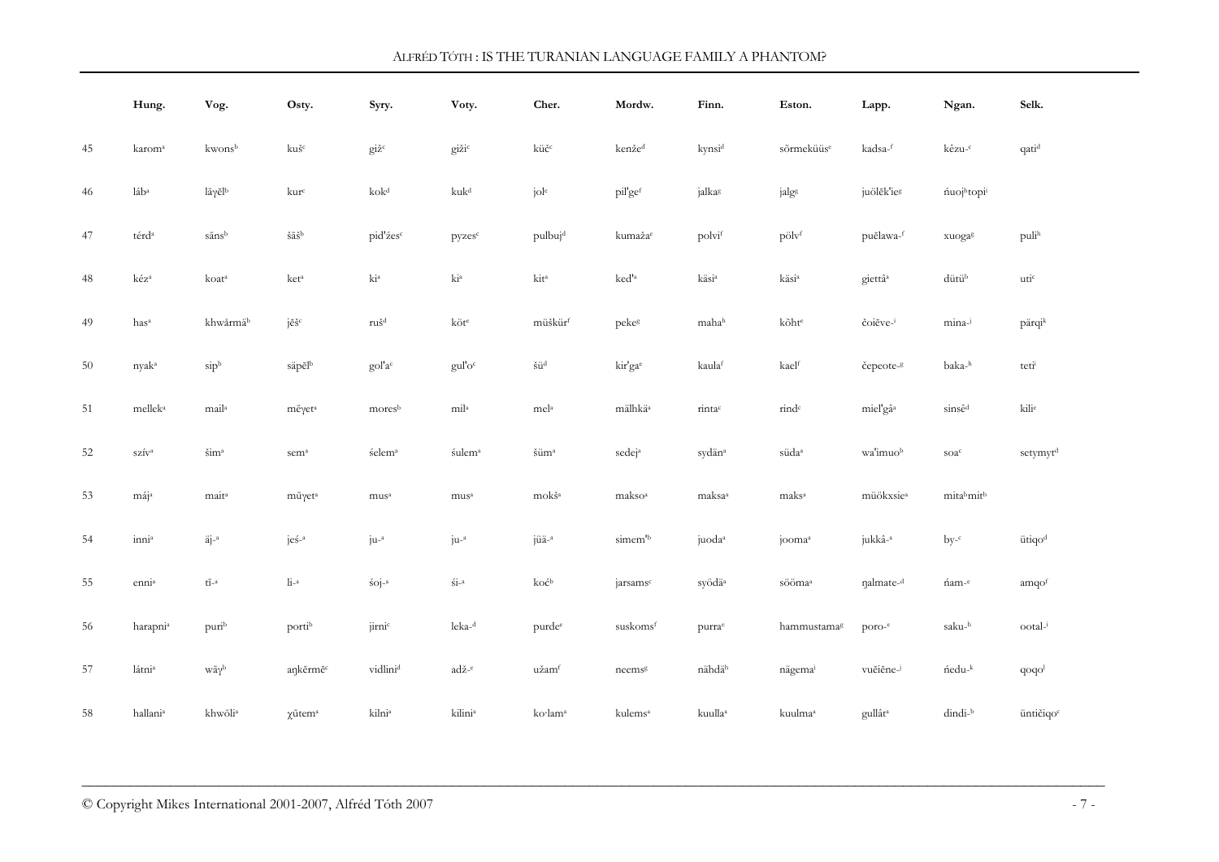| | Hung. | Vog. | Osty. | Syry. | Voty. | Cher. | Mordw. | Finn. | Eston. | Lapp. | Ngan. | Selk. |
|---|---|---|---|---|---|---|---|---|---|---|---|---|
| 45 | karom[a] | kwons[b] | kuš[c] | giž[c] | giži[c] | küč[c] | kenže[d] | kynsi[d] | sõrmeküüs[e] | kadsa-[f] | kêzu-[c] | qati[d] |
| 46 | láb[a] | lāγĕl[b] | kur[c] | kok[d] | kuk[d] | jol[e] | pil'ge[f] | jalka[g] | jalg[g] | juŏlĕk'ie[g] | ńuoj[h]topi[i] | |
| 47 | térd[a] | sāns[b] | šāš[b] | pid'źes[c] | pyzes[c] | pulbuj[d] | kumaža[e] | polvi[f] | põlv[f] | puĕlawa-[f] | xuoga[g] | puli[h] |
| 48 | kéz[a] | koat[a] | ket[a] | ki[a] | ki[a] | kit[a] | ked'[a] | käsi[a] | käsi[a] | giettâ[a] | dütü[b] | uti[c] |
| 49 | has[a] | khwârmā[b] | jēš[c] | ruš[d] | köt[e] | müškür[f] | peke[g] | maha[h] | kõht[e] | čoiĕve-[i] | mina-[j] | pärqi[k] |
| 50 | nyak[a] | sip[b] | säpĕl[b] | gol'a[c] | gul'o[c] | šü[d] | kir'ga[e] | kaula[f] | kael[f] | čepeote-[g] | baka-[h] | teti[i] |
| 51 | mellek[a] | mail[a] | mēγet[a] | mores[b] | mil[a] | mel[a] | mälhkä[a] | rinta[c] | rind[c] | miel'gâ[a] | sinsê[d] | kili[e] |
| 52 | szív[a] | šim[a] | sem[a] | śelem[a] | śulem[a] | šüm[a] | sedej[a] | sydän[a] | süda[a] | wa'imuo[b] | soa[c] | setymyt[d] |
| 53 | máj[a] | mait[a] | mūγet[a] | mus[a] | mus[a] | mokš[a] | makso[a] | maksa[a] | maks[a] | müökxsie[a] | mita[b]mit[b] | |
| 54 | inni[a] | äj-[a] | jeś-[a] | ju-[a] | ju-[a] | jüä-[a] | simem'[b] | juoda[a] | jooma[a] | jukkâ-[a] | by-[c] | ütiqo[d] |
| 55 | enni[a] | tī-[a] | li-[a] | śoj-[a] | śi-[a] | koć[b] | jarsams[c] | syödä[a] | sööma[a] | ŋalmate-[d] | ńam-[e] | amqo[f] |
| 56 | harapni[a] | puri[b] | porti[b] | jirni[c] | leka-[d] | purde[e] | suskoms[f] | purra[e] | hammustama[g] | poro-[e] | saku-[h] | ootal-[i] |
| 57 | látni[a] | wāγ[b] | aŋkĕrmĕ[c] | vidlini[d] | adž-[e] | užam[f] | neems[g] | nähdä[h] | nägema[i] | vuĕiĕne-[j] | ńedu-[k] | qoqo[l] |
| 58 | hallani[a] | khwōli[a] | χūtem[a] | kilni[a] | kilini[a] | ko·lam[a] | kulems[a] | kuulla[a] | kuulma[a] | gullât[a] | dindi-[b] | üntičiqo[c] |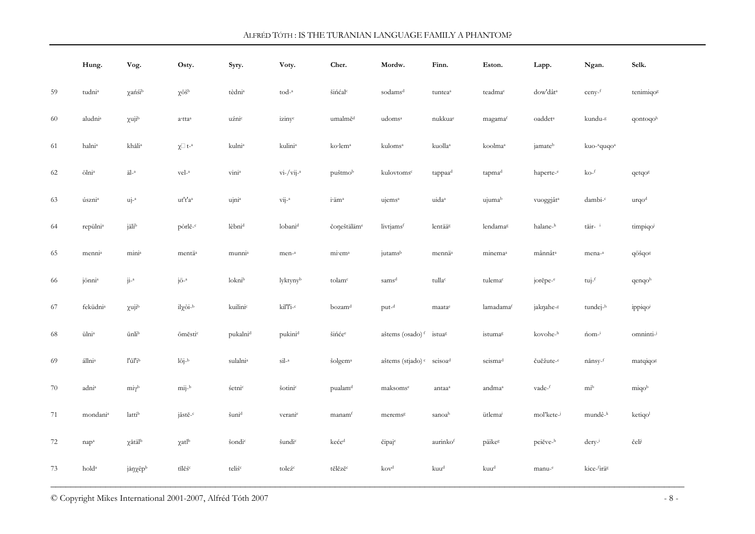| | Hung. | Vog. | Osty. | Syry. | Voty. | Cher. | Mordw. | Finn. | Eston. | Lapp. | Ngan. | Selk. |
|---|---|---|---|---|---|---|---|---|---|---|---|---|
| 59 | tudni[a] | χańśi[b] | χŏš[b] | tèdni[a] | tod-[a] | šińćal[c] | sodams[d] | tuntea[a] | teadma[c] | dow'dât[a] | ceny-[f] | tenimiqo[g] |
| 60 | aludni[a] | χuji[b] | a·tta[a] | uźni[c] | iziny[c] | umalmĕ[d] | udoms[a] | nukkua[e] | magama[f] | oaddet[a] | kundu-[g] | qontoqo[h] |
| 61 | halni[a] | khâli[a] | χ□ t-[a] | kulni[a] | kulini[a] | ko·lem[a] | kuloms[a] | kuolla[a] | koolma[a] | jamate[b] | kuo-[a]quqo[a] | |
| 62 | ölni[a] | äl-[a] | vel-[a] | vini[a] | vi-/vij-[a] | puštmo[b] | kulovtoms[c] | tappaa[d] | tapma[d] | haperte-[e] | ko-[f] | qetqo[g] |
| 63 | úszni[a] | uj-[a] | ut't'a[a] | ujni[a] | vij-[a] | i·äm[a] | ujems[a] | uida[a] | ujuma[b] | vuoggjât[a] | dambi-[c] | urqo[d] |
| 64 | repülni[a] | jäli[b] | pòrlĕ-[c] | lèbni[d] | lobani[d] | čoŋeštäläm[e] | livtjams[f] | lentää[g] | lendama[g] | halane-[h] | târ- [i] | timpiqo[j] |
| 65 | menni[a] | mini[a] | mentä[a] | munni[a] | men-[a] | mi·em[a] | jutams[b] | mennä[a] | minema[a] | mânnât[a] | mena-[a] | qöšqo[g] |
| 66 | jönni[a] | ji-[a] | jö-[a] | lokni[b] | lyktyny[b] | tolam[c] | sams[d] | tulla[c] | tulema[c] | jorĕpe-[e] | tuj-[f] | qenqo[h] |
| 67 | feküdni[a] | χuji[b] | ilχòi-[b] | kuilini[c] | kil'l'i-[c] | bozam[d] | put-[d] | maata[e] | lamadama[f] | jakŋahe-[g] | tundej-[h] | ippiqo[i] |
| 68 | ülni[a] | ŭnli[b] | ŏmĕsti[c] | pukalni[d] | pukini[d] | šińće[e] | aštems (osado) [f] | istua[g] | istuma[g] | kovohe-[h] | ńom-[i] | omninti-[j] |
| 69 | állni[a] | l'ŭl'i[b] | lŏj-[b] | sulalni[a] | sil-[a] | šolgem[a] | aštems (stjado) [c] | seisoa[d] | seisma[d] | čuĕžute-[e] | nânsy-[f] | matqiqo[g] |
| 70 | adni[a] | miγ[b] | mij-[b] | śetni[c] | šotini[c] | pualam[d] | maksoms[e] | antaa[a] | andma[a] | vade-[f] | mi[b] | miqo[b] |
| 71 | mondani[a] | latti[b] | jăstĕ-[c] | šuni[d] | verani[e] | manam[f] | merems[g] | sanoa[h] | ütlema[i] | mol'kete-[j] | mundê-[k] | ketiqo[l] |
| 72 | nap[a] | χâtäl[b] | χatl[b] | šondi[c] | šundi[c] | keće[d] | čipaj[e] | aurinko[f] | päike[g] | peiĕve-[h] | dery-[i] | čeli[j] |
| 73 | hold[a] | jâŋχĕp[b] | tīlĕś[c] | teliś[c] | toleź[c] | tĕlĕzĕ[c] | kov[d] | kuu[d] | kuu[d] | manu-[e] | kice-[f]irä[g] | |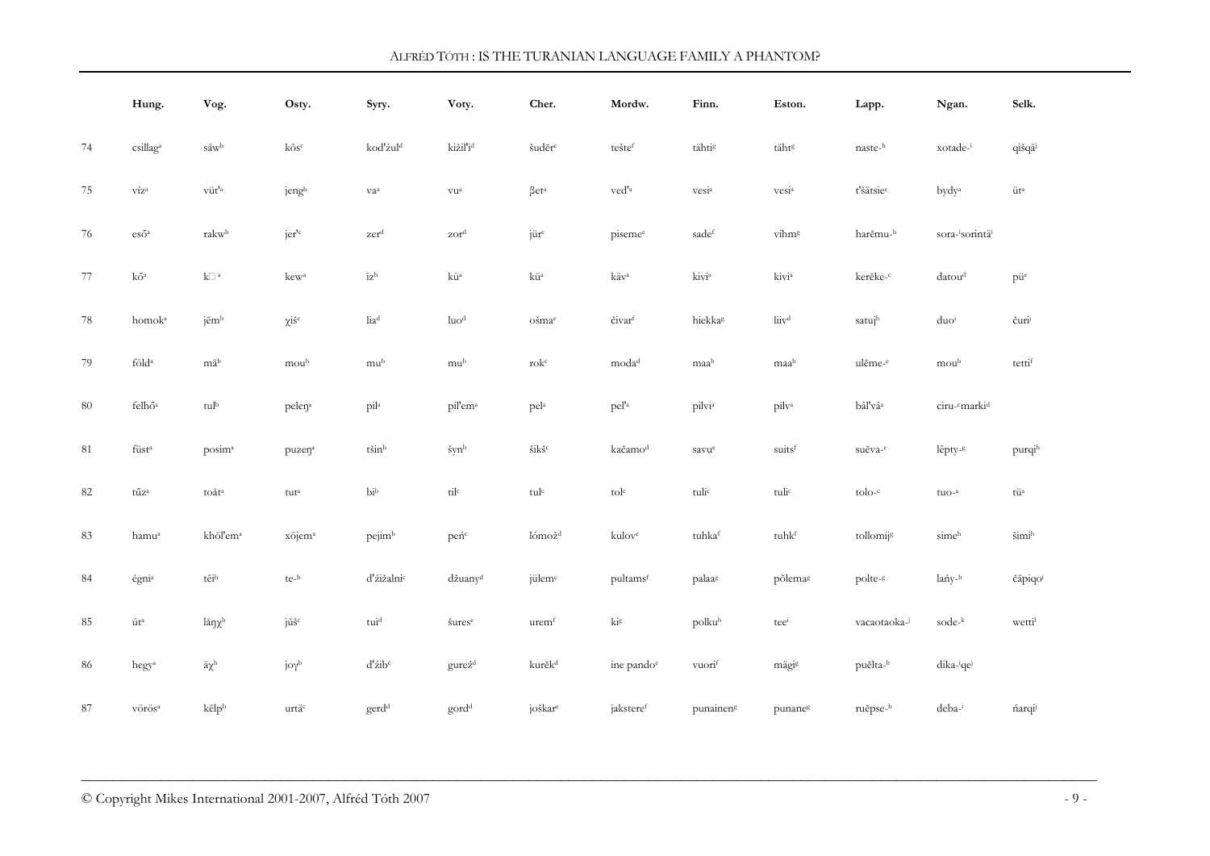| | Hung. | Vog. | Osty. | Syry. | Voty. | Cher. | Mordw. | Finn. | Eston. | Lapp. | Ngan. | Selk. |
|---|---|---|---|---|---|---|---|---|---|---|---|---|
| 74 | csillag[a] | såw[b] | kŏs[c] | kod'źul[d] | kiżil'i[d] | šudĕr[e] | tešte[f] | tähti[g] | täht[g] | naste-[h] | xotade-[i] | qišqä[j] |
| 75 | víz[a] | vüt'[a] | jeng[b] | va[a] | vu[a] | βet[a] | ved'[a] | vesi[a] | vesi[a] | t'šätsie[c] | bydy[a] | üt[a] |
| 76 | eső[a] | rakw[b] | jer'[c] | zer[d] | zor[d] | jür[c] | piseme[e] | sade[f] | vihm[g] | harĕmu-[h] | sora-[i]sorintä[i] | |
| 77 | kő[a] | k□ [a] | kew[a] | iz[b] | kü[a] | kü[a] | käv[a] | kivi[a] | kivi[a] | kerĕke-[c] | datou[d] | pü[e] |
| 78 | homok[a] | jēm[b] | χiš[c] | lia[d] | luo[d] | ošma[e] | čivar[f] | hiekka[g] | liiv[d] | satuj[h] | duo[i] | čuri[j] |
| 79 | föld[a] | mā[b] | mou[b] | mu[b] | mu[b] | rok[c] | moda[d] | maa[b] | maa[b] | ulĕme-[e] | mou[b] | tetti[f] |
| 80 | felhő[a] | tul[b] | peleŋ[a] | pil[a] | pil'em[a] | pel[a] | pel'[a] | pilvi[a] | pilv[a] | bâl'vâ[a] | ciru-[c]marki[d] | |
| 81 | füst[a] | posim[a] | puzeŋ[a] | tšin[b] | šyn[b] | šikš[c] | kačamo[d] | savu[e] | suits[f] | suĕva-[e] | lêpty-[g] | purqi[h] |
| 82 | tűz[a] | toåt[a] | tut[a] | bi[b] | til[c] | tul[c] | tol[c] | tuli[c] | tuli[c] | tolo-[c] | tuo-[a] | tü[a] |
| 83 | hamu[a] | khŏl'em[a] | xŏjem[a] | pejim[b] | peń[c] | lómož[d] | kulov[e] | tuhka[f] | tuhk[f] | tollomij[g] | sime[h] | šimi[h] |
| 84 | égni[a] | tēi[b] | te-[b] | d'žižalni[c] | džuany[d] | jülem[e] | pultams[f] | palaa[g] | põlema[g] | polte-[g] | lańy-[h] | čäpiqo[i] |
| 85 | út[a] | låŋχ[b] | jŭš[c] | tui[d] | šures[e] | urem[f] | ki[g] | polku[h] | tee[i] | vacaotaoka-[j] | sode-[k] | wetti[l] |
| 86 | hegy[a] | äχ[b] | joɣ[b] | d'žib[c] | guréź[d] | kurĕk[d] | ine pando[e] | vuori[f] | mägi[g] | puĕlta-[h] | dika-[i]qe[j] | |
| 87 | vörös[a] | kēlp[b] | urtä[c] | gerd[d] | gord[d] | joškar[e] | jakstere[f] | punainen[g] | punane[g] | ruĕpse-[h] | deba-[i] | ńarqi[j] |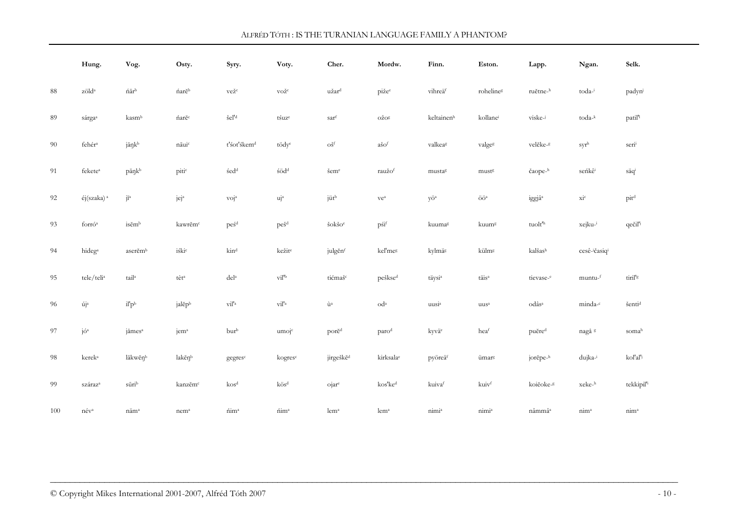| | Hung. | Vog. | Osty. | Syry. | Voty. | Cher. | Mordw. | Finn. | Eston. | Lapp. | Ngan. | Selk. |
|---|---|---|---|---|---|---|---|---|---|---|---|---|
| 88 | zöld[a] | ńār[b] | ńarĕ[b] | vež[c] | vož[c] | užar[d] | piže[e] | vihreä[f] | roheline[g] | ruĕtne-[h] | toda-[i] | padyn[j] |
| 89 | sárga[a] | kasm[b] | ńarĕ[c] | šel'[d] | tśuz[e] | sar[f] | ožo[g] | keltainen[h] | kollane[i] | viske-[j] | toda-[k] | patil'[l] |
| 90 | fehér[a] | jāŋk[b] | nāui[c] | t'šot'škem[d] | tödy[e] | oš[f] | ašo[f] | valkea[g] | valge[g] | velĕke-[g] | syr[h] | seri[i] |
| 91 | fekete[a] | pāŋk[b] | piti[c] | śed[d] | śöd[d] | šem[e] | raužo[f] | musta[g] | must[g] | čaope-[h] | seńkê[i] | säq[i] |
| 92 | éj(szaka) [a] | jī[a] | jej[a] | voj[a] | uj[a] | jüt[b] | ve[a] | yö[a] | öö[a] | iggjâ[a] | xi[c] | pit[d] |
| 93 | forró[a] | isĕm[b] | kawrĕm[c] | peś[d] | peš[d] | šokšo[e] | pśi[f] | kuuma[g] | kuum[g] | tuolt'[h] | xejku-[i] | qečil'[j] |
| 94 | hideg[a] | aserĕm[b] | iśki[c] | kin[d] | kežit[e] | julgĕn[f] | kel'me[g] | kylmä[g] | külm[g] | kalšas[h] | cesê-[i]časiq[i] | |
| 95 | tele/teli[a] | tail[a] | tèt[a] | del[a] | vil'[b] | tićmaš[c] | peškse[d] | täysi[a] | täis[a] | tievase-[e] | muntu-[f] | tiril'[g] |
| 96 | új[a] | il'p[b] | jalĕp[b] | vil'[a] | vil'[a] | ù[a] | od[a] | uusi[a] | uus[a] | odâs[a] | minda-[c] | šenti[d] |
| 97 | jó[a] | jâmes[a] | jem[a] | bur[b] | umoj[c] | porĕ[d] | paro[d] | kyvä[e] | hea[f] | puĕre[d] | nagâ [g] | soma[h] |
| 98 | kerek[a] | lākwĕŋ[b] | lakĕŋ[b] | gegres[c] | kogres[c] | jirgeškĕ[d] | kirksala[e] | pyöreä[f] | ümar[g] | jorĕpe-[h] | dujka-[i] | kol'al'[j] |
| 99 | száraz[a] | sūri[b] | kanzĕm[c] | kos[d] | kös[d] | ojar[e] | kos'ke[d] | kuiva[f] | kuiv[f] | koiĕoke-[g] | xeke-[h] | tekkipil'[i] |
| 100 | név[a] | näm[a] | nem[a] | ńim[a] | ńim[a] | lem[a] | lem[a] | nimi[a] | nimi[a] | nâmmâ[a] | nim[a] | nim[a] |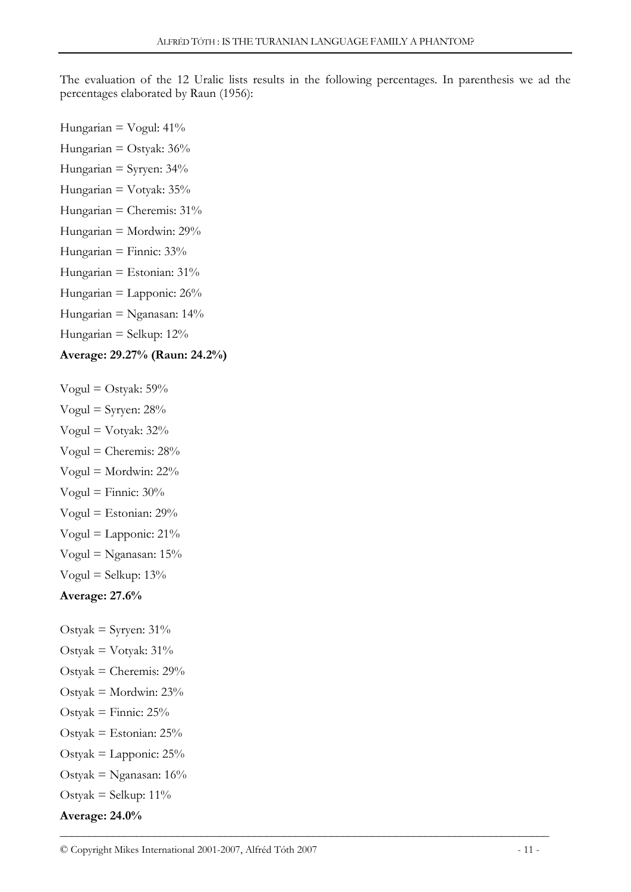The evaluation of the 12 Uralic lists results in the following percentages. In parenthesis we ad the percentages elaborated by Raun (1956):

Hungarian = Vogul: 41%

Hungarian = Ostyak: 36%

Hungarian = Syryen: 34%

Hungarian = Votyak: 35%

Hungarian = Cheremis: 31%

Hungarian = Mordwin: 29%

Hungarian = Finnic: 33%

Hungarian = Estonian: 31%

Hungarian = Lapponic: 26%

Hungarian = Nganasan: 14%

Hungarian = Selkup: 12%

**Average: 29.27% (Raun: 24.2%)**

Vogul = Ostyak: 59%

Vogul = Syryen: 28%

Vogul = Votyak: 32%

Vogul = Cheremis: 28%

Vogul = Mordwin: 22%

Vogul = Finnic: 30%

Vogul = Estonian: 29%

Vogul = Lapponic: 21%

Vogul = Nganasan: 15%

Vogul = Selkup: 13%

**Average: 27.6%**

Ostyak = Syryen: 31%

Ostyak = Votyak: 31%

Ostyak = Cheremis: 29%

Ostyak = Mordwin: 23%

Ostyak = Finnic: 25%

Ostyak = Estonian: 25%

Ostyak = Lapponic: 25%

Ostyak = Nganasan: 16%

Ostyak = Selkup: 11%

**Average: 24.0%**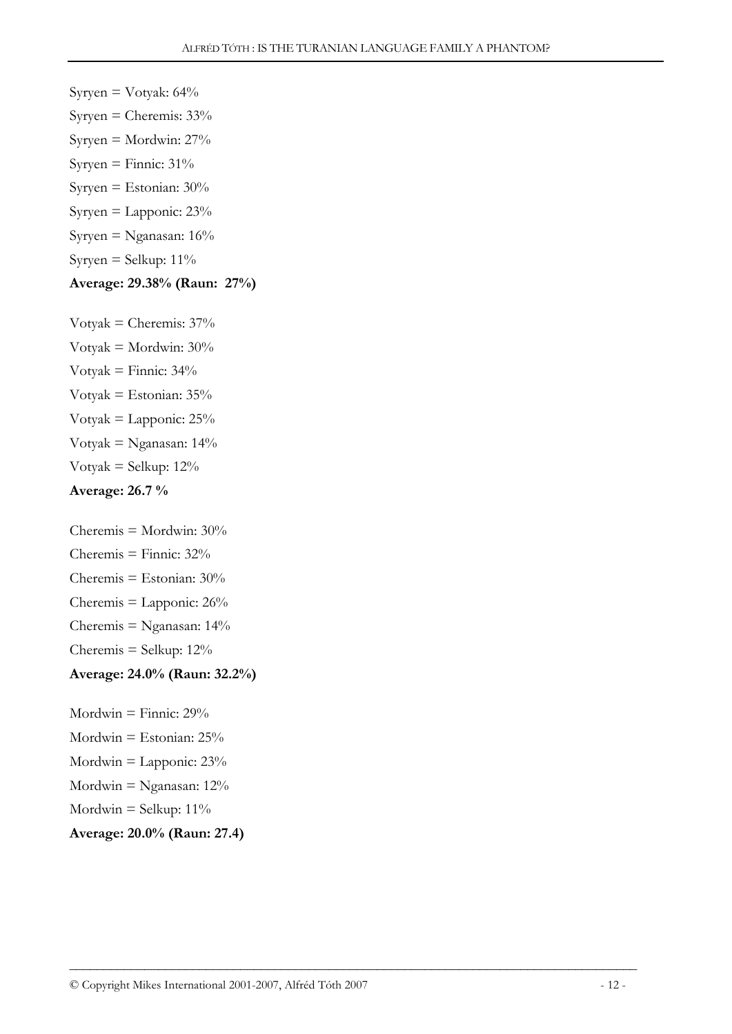Syryen = Votyak: 64%

Syryen = Cheremis: 33%

Syryen = Mordwin: 27%

Syryen = Finnic: 31%

Syryen = Estonian: 30%

Syryen = Lapponic: 23%

Syryen = Nganasan: 16%

Syryen = Selkup: 11%

**Average: 29.38% (Raun: 27%)**

Votyak = Cheremis: 37%

Votyak = Mordwin: 30%

Votyak = Finnic: 34%

Votyak = Estonian: 35%

Votyak = Lapponic: 25%

Votyak = Nganasan: 14%

Votyak = Selkup: 12%

**Average: 26.7 %**

Cheremis = Mordwin: 30%

Cheremis = Finnic: 32%

Cheremis = Estonian: 30%

Cheremis = Lapponic: 26%

Cheremis = Nganasan: 14%

Cheremis = Selkup: 12%

**Average: 24.0% (Raun: 32.2%)**

Mordwin = Finnic: 29%

Mordwin = Estonian: 25%

Mordwin = Lapponic: 23%

Mordwin = Nganasan: 12%

Mordwin = Selkup: 11%

**Average: 20.0% (Raun: 27.4)**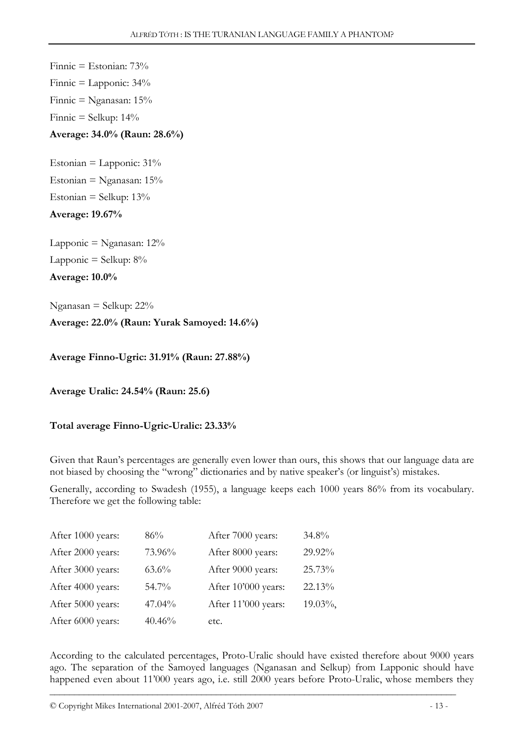Finnic = Estonian: 73%

Finnic = Lapponic: 34%

Finnic = Nganasan: 15%

Finnic = Selkup: 14%

**Average: 34.0% (Raun: 28.6%)**

Estonian = Lapponic: 31%

Estonian = Nganasan: 15%

Estonian = Selkup: 13%

**Average: 19.67%**

Lapponic = Nganasan: 12%

Lapponic = Selkup: 8%

**Average: 10.0%**

Nganasan = Selkup: 22%

**Average: 22.0% (Raun: Yurak Samoyed: 14.6%)**

**Average Finno-Ugric: 31.91% (Raun: 27.88%)**

**Average Uralic: 24.54% (Raun: 25.6)**

**Total average Finno-Ugric-Uralic: 23.33%**

Given that Raun's percentages are generally even lower than ours, this shows that our language data are not biased by choosing the "wrong" dictionaries and by native speaker's (or linguist's) mistakes.

Generally, according to Swadesh (1955), a language keeps each 1000 years 86% from its vocabulary. Therefore we get the following table:

| | | | |
|---|---|---|---|
| After 1000 years: | 86% | After 7000 years: | 34.8% |
| After 2000 years: | 73.96% | After 8000 years: | 29.92% |
| After 3000 years: | 63.6% | After 9000 years: | 25.73% |
| After 4000 years: | 54.7% | After 10'000 years: | 22.13% |
| After 5000 years: | 47.04% | After 11'000 years: | 19.03%, |
| After 6000 years: | 40.46% | etc. | |

According to the calculated percentages, Proto-Uralic should have existed therefore about 9000 years ago. The separation of the Samoyed languages (Nganasan and Selkup) from Lapponic should have happened even about 11'000 years ago, i.e. still 2000 years before Proto-Uralic, whose members they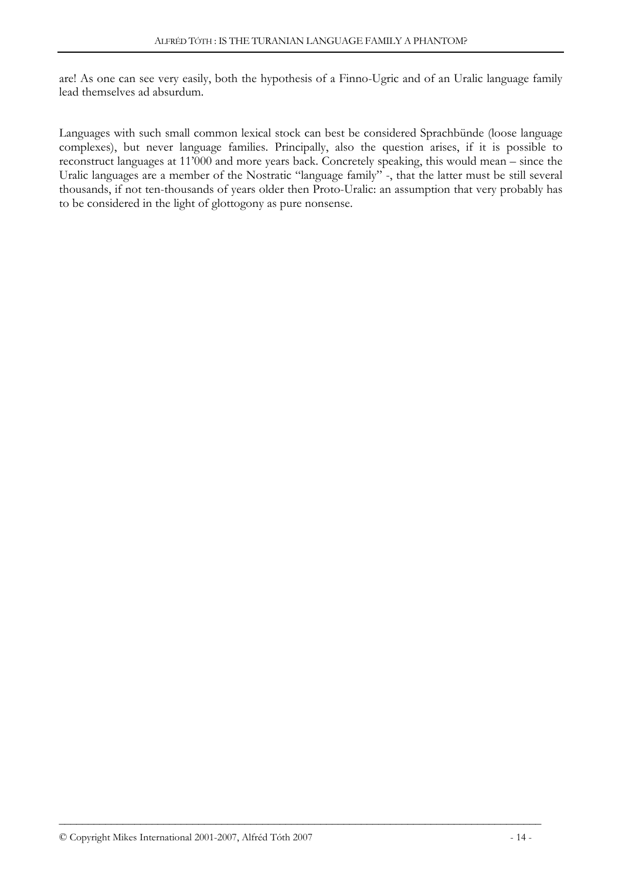are! As one can see very easily, both the hypothesis of a Finno-Ugric and of an Uralic language family lead themselves ad absurdum.

Languages with such small common lexical stock can best be considered Sprachbünde (loose language complexes), but never language families. Principally, also the question arises, if it is possible to reconstruct languages at 11'000 and more years back. Concretely speaking, this would mean – since the Uralic languages are a member of the Nostratic "language family" -, that the latter must be still several thousands, if not ten-thousands of years older then Proto-Uralic: an assumption that very probably has to be considered in the light of glottogony as pure nonsense.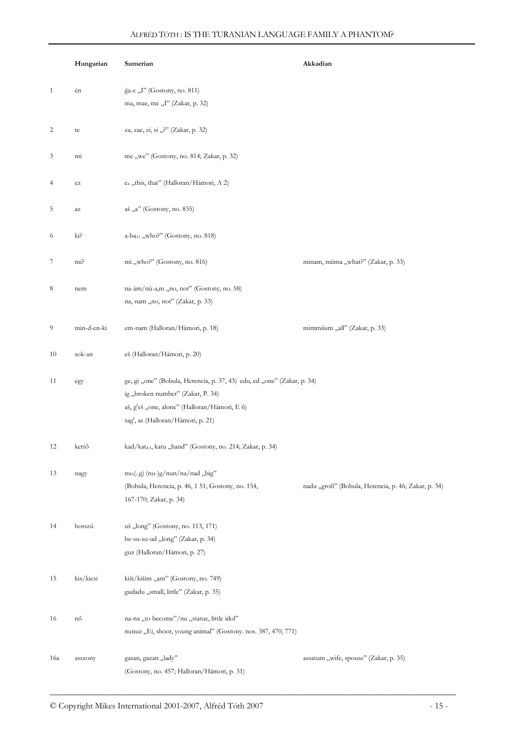| | Hungarian | Sumerian | Akkadian |
|---|---|---|---|
| 1 | én | ĝa-e „I" (Gostony, no. 811)<br>ma, mae, me „I" (Zakar, p. 32) | |
| 2 | te | za, zae, zi, si „?" (Zakar, p. 32) | |
| 3 | mi | me „we" (Gostony, no. 814; Zakar, p. 32) | |
| 4 | ez | $e_4$ „this, that" (Halloran/Hámori, A 2) | |
| 5 | az | aš „a" (Gostony, no. 835) | |
| 6 | ki? | a-$ba_{11}$ „who?" (Gostony, no. 818) | |
| 7 | mi? | mi „who?" (Gostony, no. 816) | minam, miima „what?" (Zakar, p. 33) |
| 8 | nem | na-àm/nù-a,m „no, not" (Gostony, no. 58)<br>na, nam „no, not" (Zakar, p. 33) | |
| 9 | min-d-en-ki | em-nam (Halloran/Hámori, p. 18) | mimmiium „all" (Zakar, p. 33) |
| 10 | sok-an | eš (Halloran/Hámori, p. 20) | |
| 11 | egy | ge, gi „one" (Bobula, Herencia, p. 37, 43) edu, ed „one" (Zakar, p. 34)<br>ig „broken number" (Zakar, P. 34)<br>aš, g'eš „one, alone" (Halloran/Hámori, E 6)<br>sag', as (Halloran/Hámori, p. 21) | |
| 12 | kettő | kad/$kat_{4,5}$, katu „hand" (Gostony, no. 214; Zakar, p. 34) | |
| 13 | nagy | $nu_5$(..g) (nu-)g/nun/na/nad „big"<br>(Bobula, Herencia, p. 46, 1 51; Gostony, no. 154, 167-170; Zakar, p. 34) | nadu „groß" (Bobula, Herencia, p. 46; Zakar, p. 34) |
| 14 | hosszú | uš „long" (Gostony, no. 113, 171)<br>he-su-su-ud „long" (Zakar, p. 34)<br>guz (Halloran/Hámori, p. 27) | |
| 15 | kis/kicsi | kiši/kišim „ant" (Gostony, no. 749)<br>gudadu „small, little" (Zakar, p. 35) | |
| 16 | nő | na-na „to become"/nu „statue, little idol"<br>nunuz „Ei, shoot, young animal" (Gostony. nos. 387, 470, 771) | |
| 16a | asszony | gasan, gazan „lady"<br>(Gostony, no. 457; Halloran/Hámori, p. 31) | assatum „wife, spouse" (Zakar, p. 35) |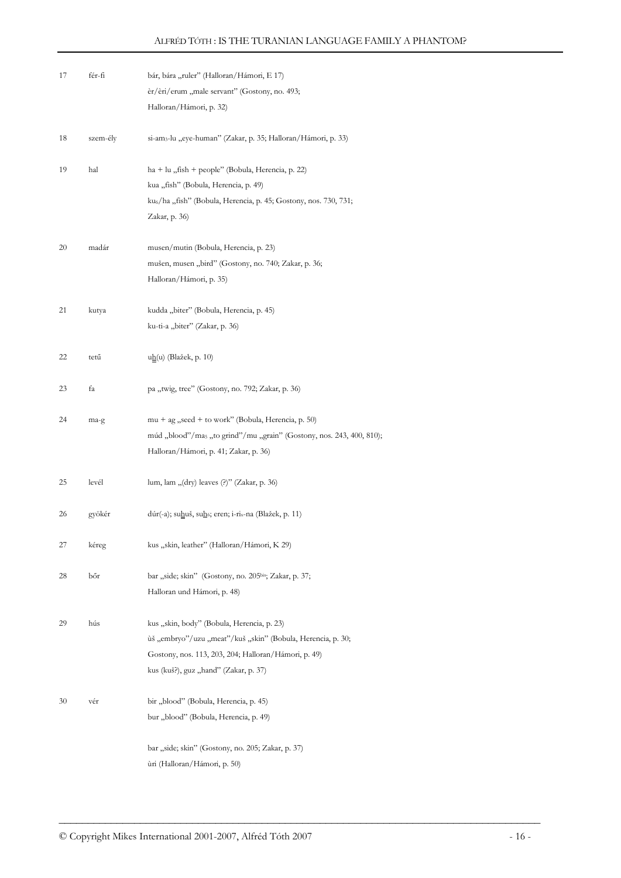| | | |
|---|---|---|
| 17 | fér-fi | bár, bára „ruler" (Halloran/Hámori, E 17)<br>èr/èri/erum „male servant" (Gostony, no. 493;<br>Halloran/Hámori, p. 32) |
| 18 | szem-ély | si-am$_3$-lu „eye-human" (Zakar, p. 35; Halloran/Hámori, p. 33) |
| 19 | hal | ha + lu „fish + people" (Bobula, Herencia, p. 22)<br>kua „fish" (Bobula, Herencia, p. 49)<br>ku$_6$/ha „fish" (Bobula, Herencia, p. 45; Gostony, nos. 730, 731;<br>Zakar, p. 36) |
| 20 | madár | musen/mutin (Bobula, Herencia, p. 23)<br>mušen, musen „bird" (Gostony, no. 740; Zakar, p. 36;<br>Halloran/Hámori, p. 35) |
| 21 | kutya | kudda „biter" (Bobula, Herencia, p. 45)<br>ku-ti-a „biter" (Zakar, p. 36) |
| 22 | tetű | uḫ(u) (Blažek, p. 10) |
| 23 | fa | pa „twig, tree" (Gostony, no. 792; Zakar, p. 36) |
| 24 | ma-g | mu + ag „seed + to work" (Bobula, Herencia, p. 50)<br>múd „blood"/ma$_5$ „to grind"/mu „grain" (Gostony, nos. 243, 400, 810);<br>Halloran/Hámori, p. 41; Zakar, p. 36) |
| 25 | levél | lum, lam „(dry) leaves (?)" (Zakar, p. 36) |
| 26 | gyökér | dúr(-a); suḫuš, suḫ$_6$; eren; i-ri$_x$-na (Blažek, p. 11) |
| 27 | kéreg | kus „skin, leather" (Halloran/Hámori, K 29) |
| 28 | bőr | bar „side; skin" (Gostony, no. 205[bis]; Zakar, p. 37;<br>Halloran und Hámori, p. 48) |
| 29 | hús | kus „skin, body" (Bobula, Herencia, p. 23)<br>ùš „embryo"/uzu „meat"/kuš „skin" (Bobula, Herencia, p. 30;<br>Gostony, nos. 113, 203, 204; Halloran/Hámori, p. 49)<br>kus (kuš?), guz „hand" (Zakar, p. 37) |
| 30 | vér | bir „blood" (Bobula, Herencia, p. 45)<br>bur „blood" (Bobula, Herencia, p. 49)<br><br>bar „side; skin" (Gostony, no. 205; Zakar, p. 37)<br>ùri (Halloran/Hámori, p. 50) |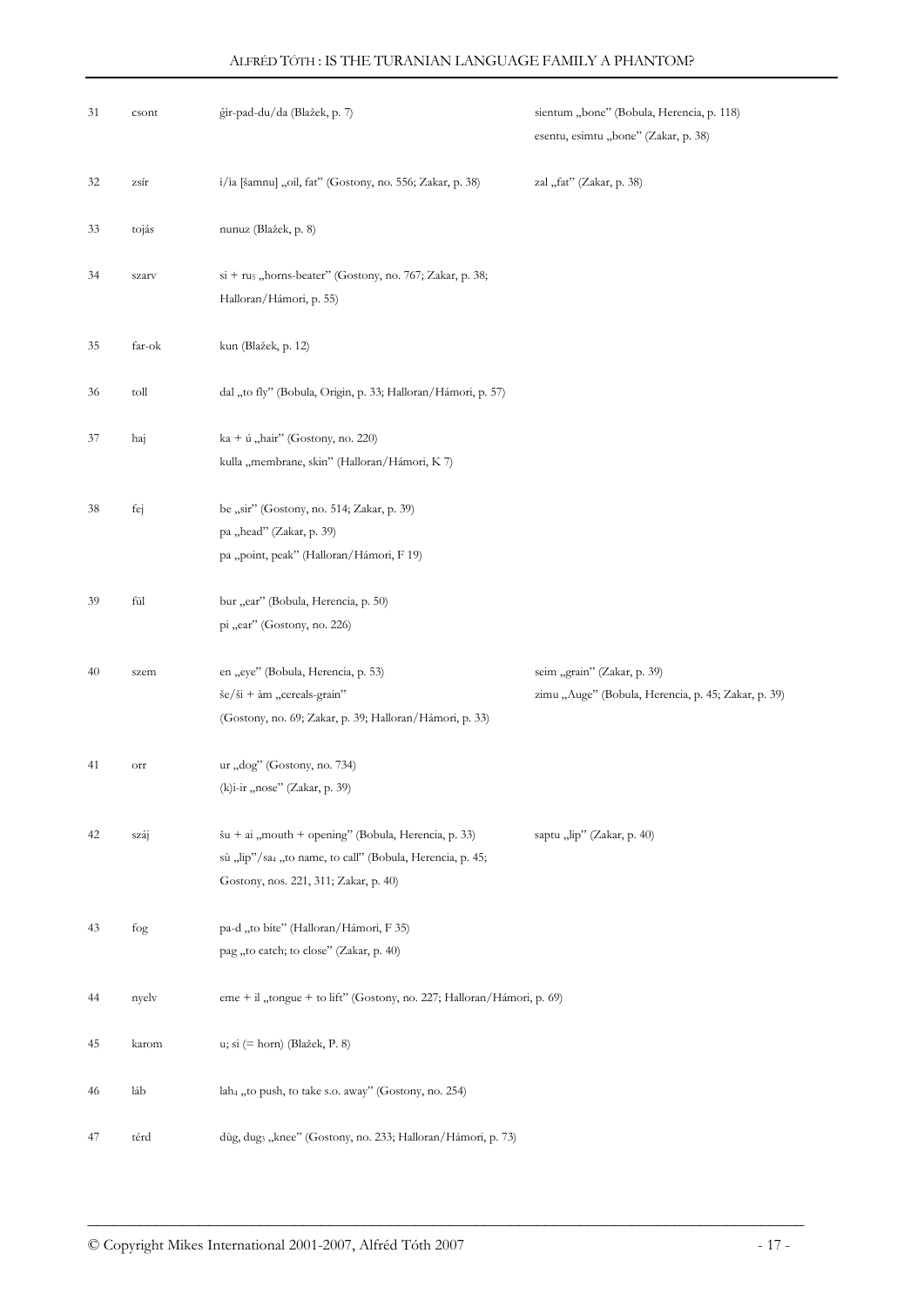| | | | |
|---|---|---|---|
| 31 | csont | ĝir-pad-du/da (Blažek, p. 7) | sientum „bone" (Bobula, Herencia, p. 118)<br>esentu, esimtu „bone" (Zakar, p. 38) |
| 32 | zsír | ì/ìa [šamnu] „oil, fat" (Gostony, no. 556; Zakar, p. 38) | zal „fat" (Zakar, p. 38) |
| 33 | tojás | nunuz (Blažek, p. 8) | |
| 34 | szarv | si + ru$_5$ „horns-beater" (Gostony, no. 767; Zakar, p. 38; Halloran/Hámori, p. 55) | |
| 35 | far-ok | kun (Blažek, p. 12) | |
| 36 | toll | dal „to fly" (Bobula, Origin, p. 33; Halloran/Hámori, p. 57) | |
| 37 | haj | ka + ú „hair" (Gostony, no. 220)<br>kulla „membrane, skin" (Halloran/Hámori, K 7) | |
| 38 | fej | be „sir" (Gostony, no. 514; Zakar, p. 39)<br>pa „head" (Zakar, p. 39)<br>pa „point, peak" (Halloran/Hámori, F 19) | |
| 39 | fül | bur „ear" (Bobula, Herencia, p. 50)<br>pi „ear" (Gostony, no. 226) | |
| 40 | szem | en „eye" (Bobula, Herencia, p. 53)<br>še/ši + àm „cereals-grain"<br>(Gostony, no. 69; Zakar, p. 39; Halloran/Hámori, p. 33) | seim „grain" (Zakar, p. 39)<br>zimu „Auge" (Bobula, Herencia, p. 45; Zakar, p. 39) |
| 41 | orr | ur „dog" (Gostony, no. 734)<br>(k)i-ir „nose" (Zakar, p. 39) | |
| 42 | száj | šu + ai „mouth + opening" (Bobula, Herencia, p. 33)<br>sù „lip"/sa$_4$ „to name, to call" (Bobula, Herencia, p. 45; Gostony, nos. 221, 311; Zakar, p. 40) | saptu „lip" (Zakar, p. 40) |
| 43 | fog | pa-d „to bite" (Halloran/Hámori, F 35)<br>pag „to catch; to close" (Zakar, p. 40) | |
| 44 | nyelv | eme + il „tongue + to lift" (Gostony, no. 227; Halloran/Hámori, p. 69) | |
| 45 | karom | u; si (= horn) (Blažek, P. 8) | |
| 46 | láb | lah$_4$ „to push, to take s.o. away" (Gostony, no. 254) | |
| 47 | térd | dùg, dug$_3$ „knee" (Gostony, no. 233; Halloran/Hámori, p. 73) | |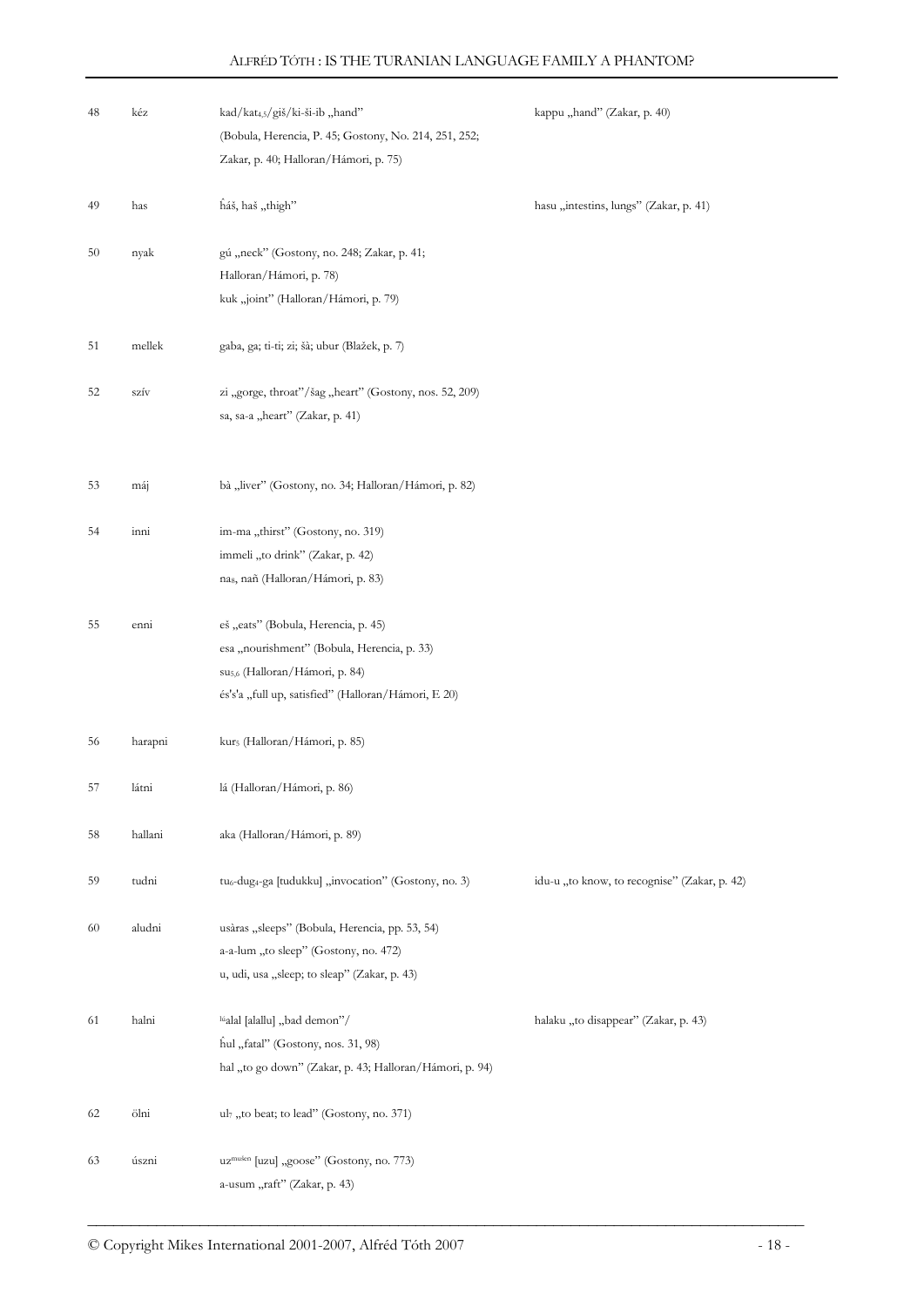| | | | |
|---|---|---|---|
| 48 | kéz | kad/kat$_{4,5}$/giš/ki-ši-ib „hand"<br>(Bobula, Herencia, P. 45; Gostony, No. 214, 251, 252;<br>Zakar, p. 40; Halloran/Hámori, p. 75) | kappu „hand" (Zakar, p. 40) |
| 49 | has | ḫáš, haš „thigh" | hasu „intestins, lungs" (Zakar, p. 41) |
| 50 | nyak | gú „neck" (Gostony, no. 248; Zakar, p. 41;<br>Halloran/Hámori, p. 78)<br>kuk „joint" (Halloran/Hámori, p. 79) | |
| 51 | mellek | gaba, ga; ti-ti; zi; šà; ubur (Blažek, p. 7) | |
| 52 | szív | zi „gorge, throat"/šag „heart" (Gostony, nos. 52, 209)<br>sa, sa-a „heart" (Zakar, p. 41) | |
| 53 | máj | bà „liver" (Gostony, no. 34; Halloran/Hámori, p. 82) | |
| 54 | inni | im-ma „thirst" (Gostony, no. 319)<br>immeli „to drink" (Zakar, p. 42)<br>na$_8$, naň (Halloran/Hámori, p. 83) | |
| 55 | enni | eš „eats" (Bobula, Herencia, p. 45)<br>esa „nourishment" (Bobula, Herencia, p. 33)<br>su$_{5,6}$ (Halloran/Hámori, p. 84)<br>és's'a „full up, satisfied" (Halloran/Hámori, E 20) | |
| 56 | harapni | kur$_5$ (Halloran/Hámori, p. 85) | |
| 57 | látni | lá (Halloran/Hámori, p. 86) | |
| 58 | hallani | aka (Halloran/Hámori, p. 89) | |
| 59 | tudni | tu$_6$-dug$_4$-ga [tudukku] „invocation" (Gostony, no. 3) | idu-u „to know, to recognise" (Zakar, p. 42) |
| 60 | aludni | usàras „sleeps" (Bobula, Herencia, pp. 53, 54)<br>a-a-lum „to sleep" (Gostony, no. 472)<br>u, udi, usa „sleep; to sleap" (Zakar, p. 43) | |
| 61 | halni | $^{lú}$alal [alallu] „bad demon"/<br>ḫul „fatal" (Gostony, nos. 31, 98)<br>hal „to go down" (Zakar, p. 43; Halloran/Hámori, p. 94) | halaku „to disappear" (Zakar, p. 43) |
| 62 | ölni | ul$_7$ „to beat; to lead" (Gostony, no. 371) | |
| 63 | úszni | uz$^{mušen}$ [uzu] „goose" (Gostony, no. 773)<br>a-usum „raft" (Zakar, p. 43) | |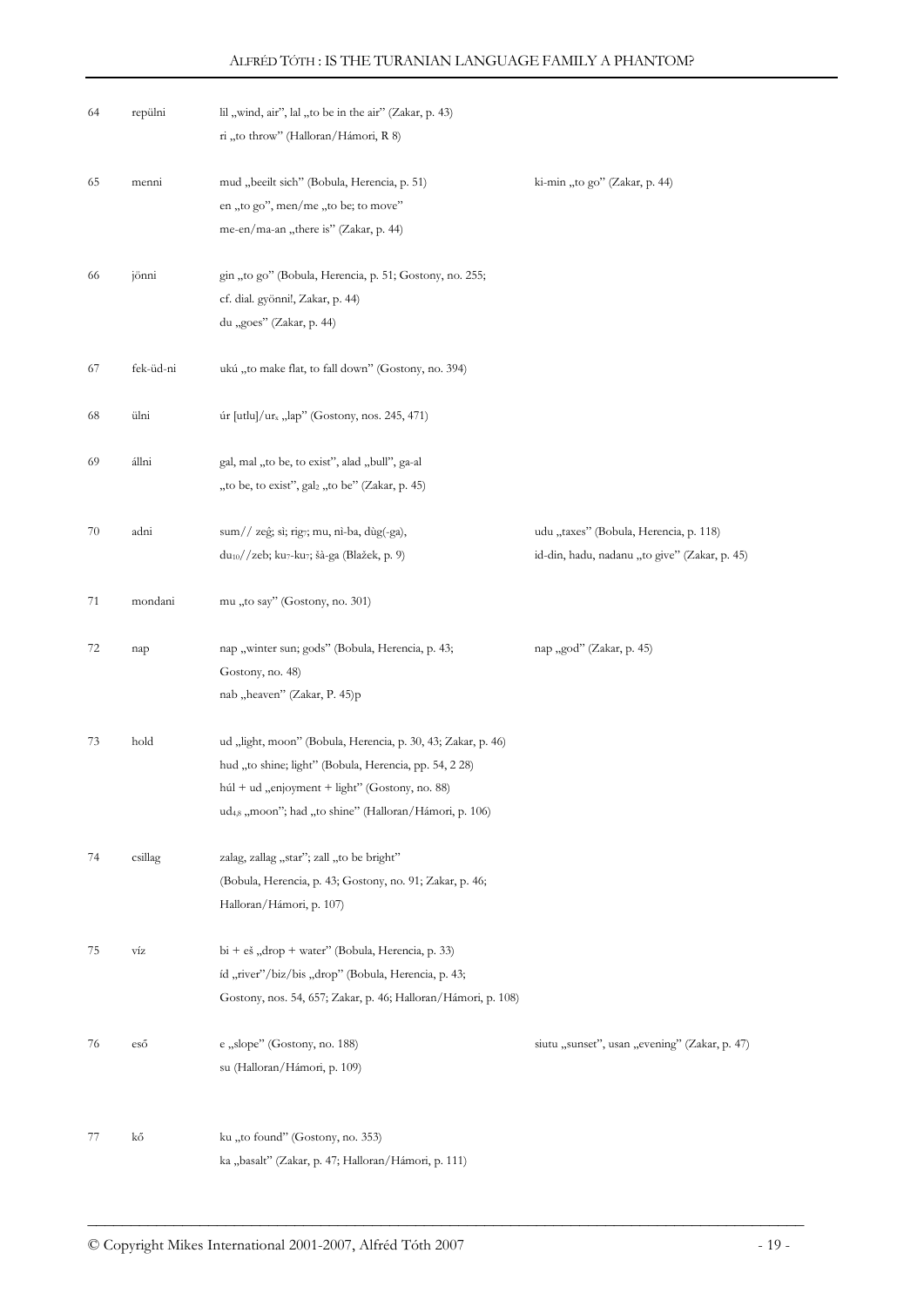| | | | |
|---|---|---|---|
| 64 | repülni | lil „wind, air", lal „to be in the air" (Zakar, p. 43)<br>ri „to throw" (Halloran/Hámori, R 8) | |
| 65 | menni | mud „beeilt sich" (Bobula, Herencia, p. 51)<br>en „to go", men/me „to be; to move"<br>me-en/ma-an „there is" (Zakar, p. 44) | ki-min „to go" (Zakar, p. 44) |
| 66 | jönni | gin „to go" (Bobula, Herencia, p. 51; Gostony, no. 255;<br>cf. dial. gyönni!, Zakar, p. 44)<br>du „goes" (Zakar, p. 44) | |
| 67 | fek-üd-ni | ukú „to make flat, to fall down" (Gostony, no. 394) | |
| 68 | ülni | úr [utlu]/ur$_x$ „lap" (Gostony, nos. 245, 471) | |
| 69 | állni | gal, mal „to be, to exist", alad „bull", ga-al<br>„to be, to exist", gal$_2$ „to be" (Zakar, p. 45) | |
| 70 | adni | sum// zeĝ; si; rig$_7$; mu, ni-ba, dùg(-ga),<br>du$_{10}$//zeb; ku$_7$-ku$_7$; šà-ga (Blažek, p. 9) | udu „taxes" (Bobula, Herencia, p. 118)<br>id-din, hadu, nadanu „to give" (Zakar, p. 45) |
| 71 | mondani | mu „to say" (Gostony, no. 301) | |
| 72 | nap | nap „winter sun; gods" (Bobula, Herencia, p. 43;<br>Gostony, no. 48)<br>nab „heaven" (Zakar, P. 45)p | nap „god" (Zakar, p. 45) |
| 73 | hold | ud „light, moon" (Bobula, Herencia, p. 30, 43; Zakar, p. 46)<br>hud „to shine; light" (Bobula, Herencia, pp. 54, 2 28)<br>húl + ud „enjoyment + light" (Gostony, no. 88)<br>ud$_{4,8}$ „moon"; had „to shine" (Halloran/Hámori, p. 106) | |
| 74 | csillag | zalag, zallag „star"; zall „to be bright"<br>(Bobula, Herencia, p. 43; Gostony, no. 91; Zakar, p. 46;<br>Halloran/Hámori, p. 107) | |
| 75 | víz | bi + eš „drop + water" (Bobula, Herencia, p. 33)<br>íd „river"/biz/bis „drop" (Bobula, Herencia, p. 43;<br>Gostony, nos. 54, 657; Zakar, p. 46; Halloran/Hámori, p. 108) | |
| 76 | eső | e „slope" (Gostony, no. 188)<br>su (Halloran/Hámori, p. 109) | siutu „sunset", usan „evening" (Zakar, p. 47) |
| 77 | kő | ku „to found" (Gostony, no. 353)<br>ka „basalt" (Zakar, p. 47; Halloran/Hámori, p. 111) | |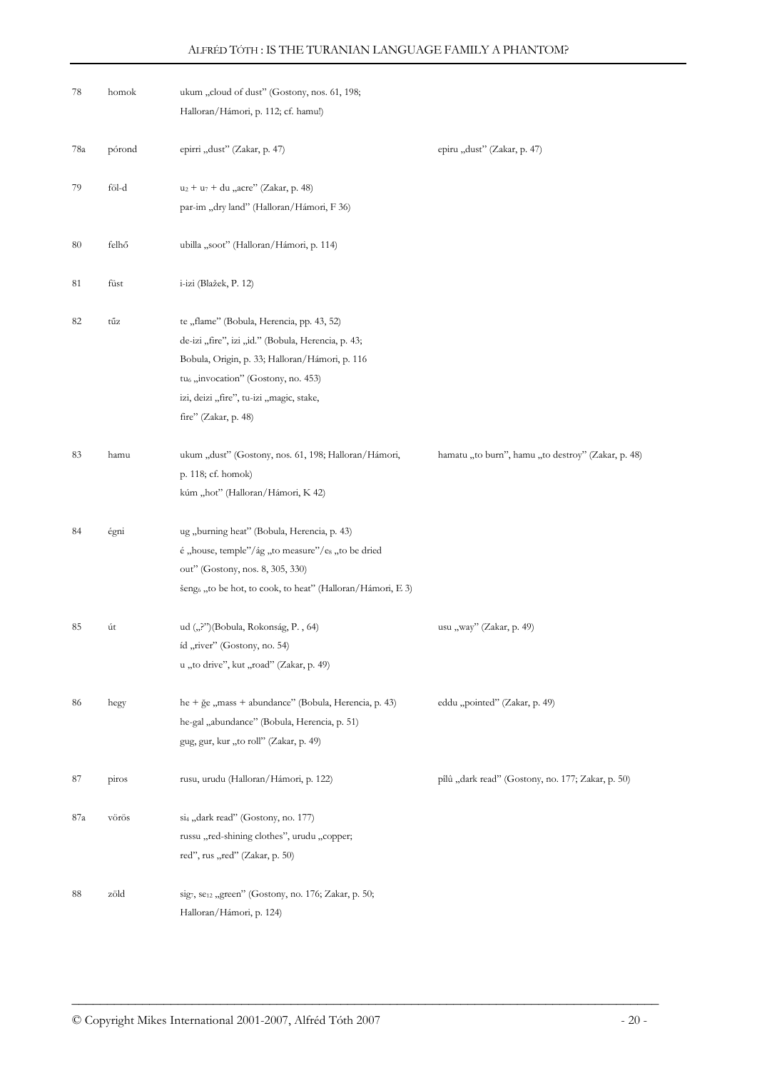| | | | |
|---|---|---|---|
| 78 | homok | ukum „cloud of dust" (Gostony, nos. 61, 198; Halloran/Hámori, p. 112; cf. hamu!) | |
| 78a | pórond | epirri „dust" (Zakar, p. 47) | epiru „dust" (Zakar, p. 47) |
| 79 | föl-d | $u_2$ + $u_7$ + du „acre" (Zakar, p. 48)<br>par-im „dry land" (Halloran/Hámori, F 36) | |
| 80 | felhő | ubilla „soot" (Halloran/Hámori, p. 114) | |
| 81 | füst | i-izi (Blažek, P. 12) | |
| 82 | tűz | te „flame" (Bobula, Herencia, pp. 43, 52)<br>de-izi „fire", izi „id." (Bobula, Herencia, p. 43; Bobula, Origin, p. 33; Halloran/Hámori, p. 116<br>$tu_6$ „invocation" (Gostony, no. 453)<br>izi, deizi „fire", tu-izi „magic, stake, fire" (Zakar, p. 48) | |
| 83 | hamu | ukum „dust" (Gostony, nos. 61, 198; Halloran/Hámori, p. 118; cf. homok)<br>kúm „hot" (Halloran/Hámori, K 42) | hamatu „to burn", hamu „to destroy" (Zakar, p. 48) |
| 84 | égni | ug „burning heat" (Bobula, Herencia, p. 43)<br>é „house, temple"/ág „to measure"/$e_8$ „to be dried out" (Gostony, nos. 8, 305, 330)<br>$šeng_6$ „to be hot, to cook, to heat" (Halloran/Hámori, E 3) | |
| 85 | út | ud („?")(Bobula, Rokonság, P. , 64)<br>íd „river" (Gostony, no. 54)<br>u „to drive", kut „road" (Zakar, p. 49) | usu „way" (Zakar, p. 49) |
| 86 | hegy | he + ğe „mass + abundance" (Bobula, Herencia, p. 43)<br>he-gal „abundance" (Bobula, Herencia, p. 51)<br>gug, gur, kur „to roll" (Zakar, p. 49) | eddu „pointed" (Zakar, p. 49) |
| 87 | piros | rusu, urudu (Halloran/Hámori, p. 122) | pîlû „dark read" (Gostony, no. 177; Zakar, p. 50) |
| 87a | vörös | $si_4$ „dark read" (Gostony, no. 177)<br>russu „red-shining clothes", urudu „copper; red", rus „red" (Zakar, p. 50) | |
| 88 | zöld | $sig_7$, $se_{12}$ „green" (Gostony, no. 176; Zakar, p. 50; Halloran/Hámori, p. 124) | |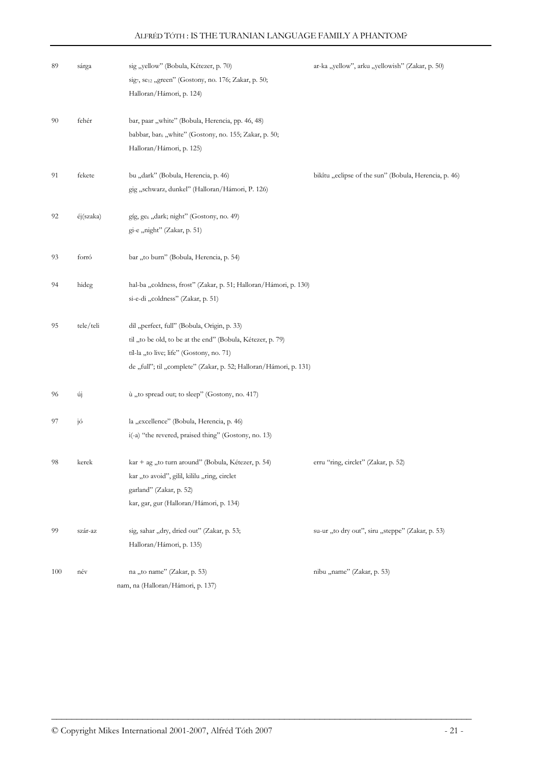| | | | |
|---|---|---|---|
| 89 | sárga | sig „yellow" (Bobula, Kétezer, p. 70)<br>sig$_7$, se$_{12}$ „green" (Gostony, no. 176; Zakar, p. 50;<br>Halloran/Hámori, p. 124) | ar-ka „yellow", arku „yellowish" (Zakar, p. 50) |
| 90 | fehér | bar, paar „white" (Bobula, Herencia, pp. 46, 48)<br>babbar, bar$_6$ „white" (Gostony, no. 155; Zakar, p. 50;<br>Halloran/Hámori, p. 125) | |
| 91 | fekete | bu „dark" (Bobula, Herencia, p. 46)<br>gig „schwarz, dunkel" (Halloran/Hámori, P. 126) | bikitu „eclipse of the sun" (Bobula, Herencia, p. 46) |
| 92 | éj(szaka) | gíg, ge$_6$ „dark; night" (Gostony, no. 49)<br>gi-e „night" (Zakar, p. 51) | |
| 93 | forró | bar „to burn" (Bobula, Herencia, p. 54) | |
| 94 | hideg | hal-ba „coldness, frost" (Zakar, p. 51; Halloran/Hámori, p. 130)<br>si-e-di „coldness" (Zakar, p. 51) | |
| 95 | tele/teli | dil „perfect, full" (Bobula, Origin, p. 33)<br>til „to be old, to be at the end" (Bobula, Kétezer, p. 79)<br>tíl-la „to live; life" (Gostony, no. 71)<br>de „full"; til „complete" (Zakar, p. 52; Halloran/Hámori, p. 131) | |
| 96 | új | ù „to spread out; to sleep" (Gostony, no. 417) | |
| 97 | jó | la „excellence" (Bobula, Herencia, p. 46)<br>i(-a) "the revered, praised thing" (Gostony, no. 13) | |
| 98 | kerek | kar + ag „to turn around" (Bobula, Kétezer, p. 54)<br>kar „to avoid", gilil, kililu „ring, circlet<br>garland" (Zakar, p. 52)<br>kar, gar, gur (Halloran/Hámori, p. 134) | erru "ring, circlet" (Zakar, p. 52) |
| 99 | szár-az | sig, sahar „dry, dried out" (Zakar, p. 53;<br>Halloran/Hámori, p. 135) | su-ur „to dry out", siru „steppe" (Zakar, p. 53) |
| 100 | név | na „to name" (Zakar, p. 53)<br>nam, na (Halloran/Hámori, p. 137) | nibu „name" (Zakar, p. 53) |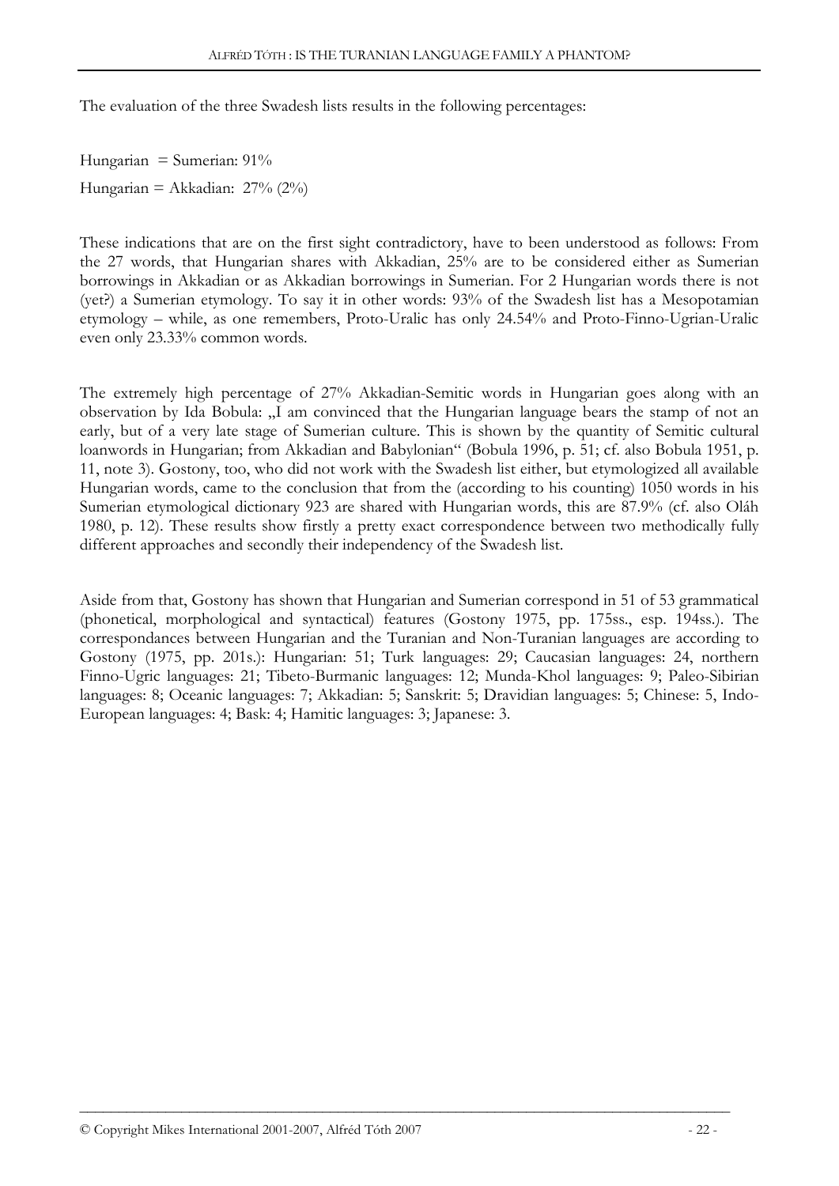The evaluation of the three Swadesh lists results in the following percentages:

Hungarian = Sumerian: 91%

Hungarian = Akkadian: 27% (2%)

These indications that are on the first sight contradictory, have to been understood as follows: From the 27 words, that Hungarian shares with Akkadian, 25% are to be considered either as Sumerian borrowings in Akkadian or as Akkadian borrowings in Sumerian. For 2 Hungarian words there is not (yet?) a Sumerian etymology. To say it in other words: 93% of the Swadesh list has a Mesopotamian etymology – while, as one remembers, Proto-Uralic has only 24.54% and Proto-Finno-Ugrian-Uralic even only 23.33% common words.

The extremely high percentage of 27% Akkadian-Semitic words in Hungarian goes along with an observation by Ida Bobula: „I am convinced that the Hungarian language bears the stamp of not an early, but of a very late stage of Sumerian culture. This is shown by the quantity of Semitic cultural loanwords in Hungarian; from Akkadian and Babylonian" (Bobula 1996, p. 51; cf. also Bobula 1951, p. 11, note 3). Gostony, too, who did not work with the Swadesh list either, but etymologized all available Hungarian words, came to the conclusion that from the (according to his counting) 1050 words in his Sumerian etymological dictionary 923 are shared with Hungarian words, this are 87.9% (cf. also Oláh 1980, p. 12). These results show firstly a pretty exact correspondence between two methodically fully different approaches and secondly their independency of the Swadesh list.

Aside from that, Gostony has shown that Hungarian and Sumerian correspond in 51 of 53 grammatical (phonetical, morphological and syntactical) features (Gostony 1975, pp. 175ss., esp. 194ss.). The correspondances between Hungarian and the Turanian and Non-Turanian languages are according to Gostony (1975, pp. 201s.): Hungarian: 51; Turk languages: 29; Caucasian languages: 24, northern Finno-Ugric languages: 21; Tibeto-Burmanic languages: 12; Munda-Khol languages: 9; Paleo-Sibirian languages: 8; Oceanic languages: 7; Akkadian: 5; Sanskrit: 5; Dravidian languages: 5; Chinese: 5, Indo-European languages: 4; Bask: 4; Hamitic languages: 3; Japanese: 3.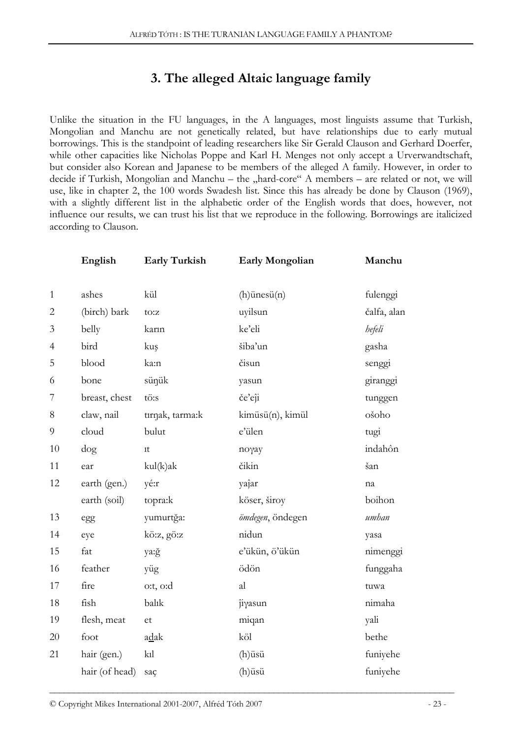## 3. The alleged Altaic language family

Unlike the situation in the FU languages, in the A languages, most linguists assume that Turkish, Mongolian and Manchu are not genetically related, but have relationships due to early mutual borrowings. This is the standpoint of leading researchers like Sir Gerald Clauson and Gerhard Doerfer, while other capacities like Nicholas Poppe and Karl H. Menges not only accept a Urverwandtschaft, but consider also Korean and Japanese to be members of the alleged A family. However, in order to decide if Turkish, Mongolian and Manchu – the „hard-core" A members – are related or not, we will use, like in chapter 2, the 100 words Swadesh list. Since this has already be done by Clauson (1969), with a slightly different list in the alphabetic order of the English words that does, however, not influence our results, we can trust his list that we reproduce in the following. Borrowings are italicized according to Clauson.

| | English | Early Turkish | Early Mongolian | Manchu |
|---|---|---|---|---|
| 1 | ashes | kül | (h)ünesü(n) | fulenggi |
| 2 | (birch) bark | to:z | uyilsun | čalfa, alan |
| 3 | belly | karın | ke'eli | *hefeli* |
| 4 | bird | kuş | šiba'un | gasha |
| 5 | blood | ka:n | čisun | senggi |
| 6 | bone | süŋük | yasun | giranggi |
| 7 | breast, chest | tö:s | če'eǰi | tunggen |
| 8 | claw, nail | tırŋak, tarma:k | kimüsü(n), kimül | ošoho |
| 9 | cloud | bulut | e'ülen | tugi |
| 10 | dog | ıt | noγay | indahôn |
| 11 | ear | kul(k)ak | čikin | šan |
| 12 | earth (gen.) | yé:r | yaĵar | na |
| | earth (soil) | topra:k | köser, široy | boihon |
| 13 | egg | yumurtğa: | *ömdegen*, öndegen | *umhan* |
| 14 | eye | kö:z, gö:z | nidun | yasa |
| 15 | fat | ya:ğ | e'ükün, ö'ükün | nimenggi |
| 16 | feather | yüg | ödön | funggaha |
| 17 | fire | o:t, o:d | al | tuwa |
| 18 | fish | balık | ĵiγasun | nimaha |
| 19 | flesh, meat | et | miqan | yali |
| 20 | foot | a<u>d</u>ak | köl | bethe |
| 21 | hair (gen.) | kıl | (h)üsü | funiyehe |
| | hair (of head) | saç | (h)üsü | funiyehe |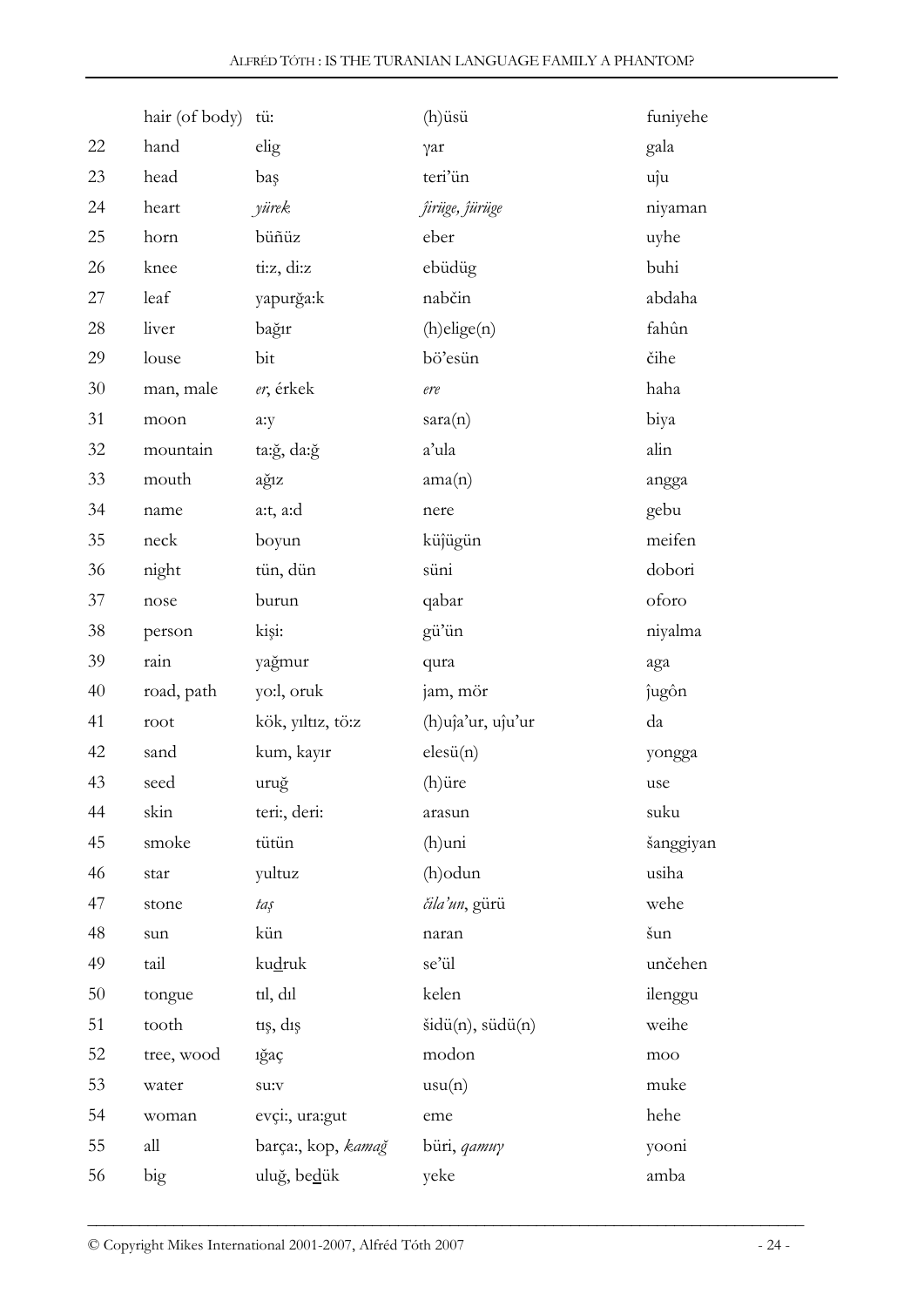|  | hair (of body) | tü: | (h)üsü | funiyehe |
|---|---|---|---|---|
| 22 | hand | elig | γar | gala |
| 23 | head | baş | teri'ün | uĵu |
| 24 | heart | *yürek* | *ĵirüge, ĵürüge* | niyaman |
| 25 | horn | büñüz | eber | uyhe |
| 26 | knee | ti:z, di:z | ebüdüg | buhi |
| 27 | leaf | yapurğa:k | nabčin | abdaha |
| 28 | liver | bağır | (h)elige(n) | fahûn |
| 29 | louse | bit | bö'esün | čihe |
| 30 | man, male | *er*, érkek | *ere* | haha |
| 31 | moon | a:y | sara(n) | biya |
| 32 | mountain | ta:ğ, da:ğ | a'ula | alin |
| 33 | mouth | ağız | ama(n) | angga |
| 34 | name | a:t, a:d | nere | gebu |
| 35 | neck | boyun | küĵügün | meifen |
| 36 | night | tün, dün | süni | dobori |
| 37 | nose | burun | qabar | oforo |
| 38 | person | kişi: | gü'ün | niyalma |
| 39 | rain | yağmur | qura | aga |
| 40 | road, path | yo:l, oruk | jam, mör | ĵugôn |
| 41 | root | kök, yıltız, tö:z | (h)uĵa'ur, uĵu'ur | da |
| 42 | sand | kum, kayır | elesü(n) | yongga |
| 43 | seed | uruğ | (h)üre | use |
| 44 | skin | teri:, deri: | arasun | suku |
| 45 | smoke | tütün | (h)uni | šanggiyan |
| 46 | star | yultuz | (h)odun | usiha |
| 47 | stone | *taş* | *čila'un*, gürü | wehe |
| 48 | sun | kün | naran | šun |
| 49 | tail | kuḏruk | se'ül | unčehen |
| 50 | tongue | tıl, dıl | kelen | ilenggu |
| 51 | tooth | tış, dış | šidü(n), südü(n) | weihe |
| 52 | tree, wood | ığaç | modon | moo |
| 53 | water | su:v | usu(n) | muke |
| 54 | woman | evçi:, ura:gut | eme | hehe |
| 55 | all | barça:, kop, *kamağ* | büri, *qamuγ* | yooni |
| 56 | big | uluğ, beḏük | yeke | amba |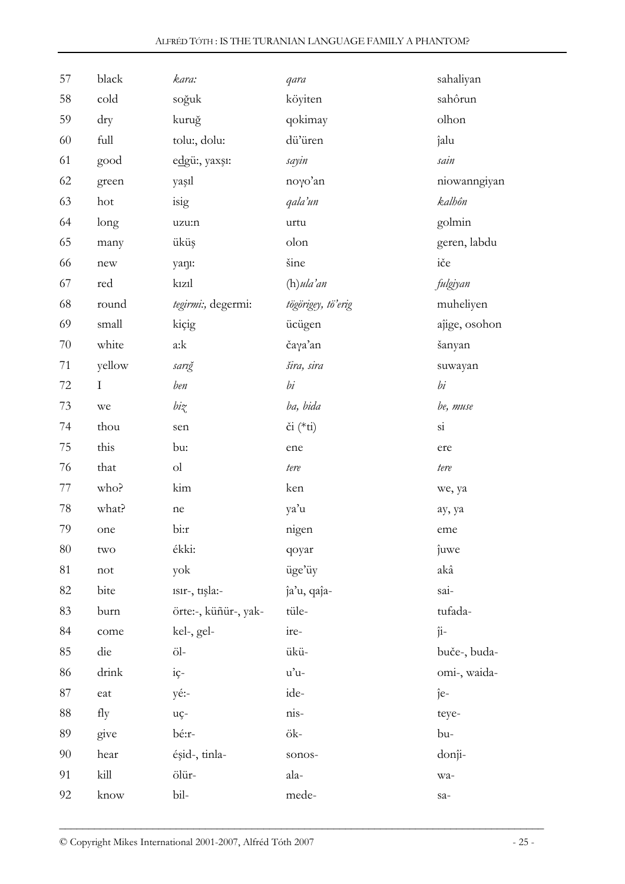| 57 | black | *kara:* | *qara* | sahaliyan |
|---|---|---|---|---|
| 58 | cold | soğuk | köyiten | sahôrun |
| 59 | dry | kuruğ | qokimay | olhon |
| 60 | full | tolu:, dolu: | dü'üren | ĵalu |
| 61 | good | e<u>dg</u>ü:, yaxşı: | *sayin* | *sain* |
| 62 | green | yaşıl | noγo'an | niowanngiyan |
| 63 | hot | isig | *qala'un* | *kalhôn* |
| 64 | long | uzu:n | urtu | golmin |
| 65 | many | üküş | olon | geren, labdu |
| 66 | new | yaŋı: | šine | iče |
| 67 | red | kızıl | (h)*ula'an* | *fulgiyan* |
| 68 | round | *tegirmi:,* degermi: | *tögörigey, tö'erig* | muheliyen |
| 69 | small | kiçig | ücügen | aĵige, osohon |
| 70 | white | a:k | čaγa'an | šanyan |
| 71 | yellow | *sarığ* | *šira, sira* | suwayan |
| 72 | I | *ben* | *bi* | *bi* |
| 73 | we | *biz* | *ba, bida* | *be, muse* |
| 74 | thou | sen | či (*ti) | si |
| 75 | this | bu: | ene | ere |
| 76 | that | ol | *tere* | *tere* |
| 77 | who? | kim | ken | we, ya |
| 78 | what? | ne | ya'u | ay, ya |
| 79 | one | bi:r | nigen | eme |
| 80 | two | ékki: | qoyar | ĵuwe |
| 81 | not | yok | üge'üy | akâ |
| 82 | bite | ısır-, tışla:- | ĵa'u, qaĵa- | sai- |
| 83 | burn | örte:-, küñür-, yak- | tüle- | tufada- |
| 84 | come | kel-, gel- | ire- | ĵi- |
| 85 | die | öl- | ükü- | buče-, buda- |
| 86 | drink | iç- | u'u- | omi-, waida- |
| 87 | eat | yé:- | ide- | ĵe- |
| 88 | fly | uç- | nis- | teye- |
| 89 | give | bé:r- | ök- | bu- |
| 90 | hear | éşid-, tinla- | sonos- | donĵi- |
| 91 | kill | ölür- | ala- | wa- |
| 92 | know | bil- | mede- | sa- |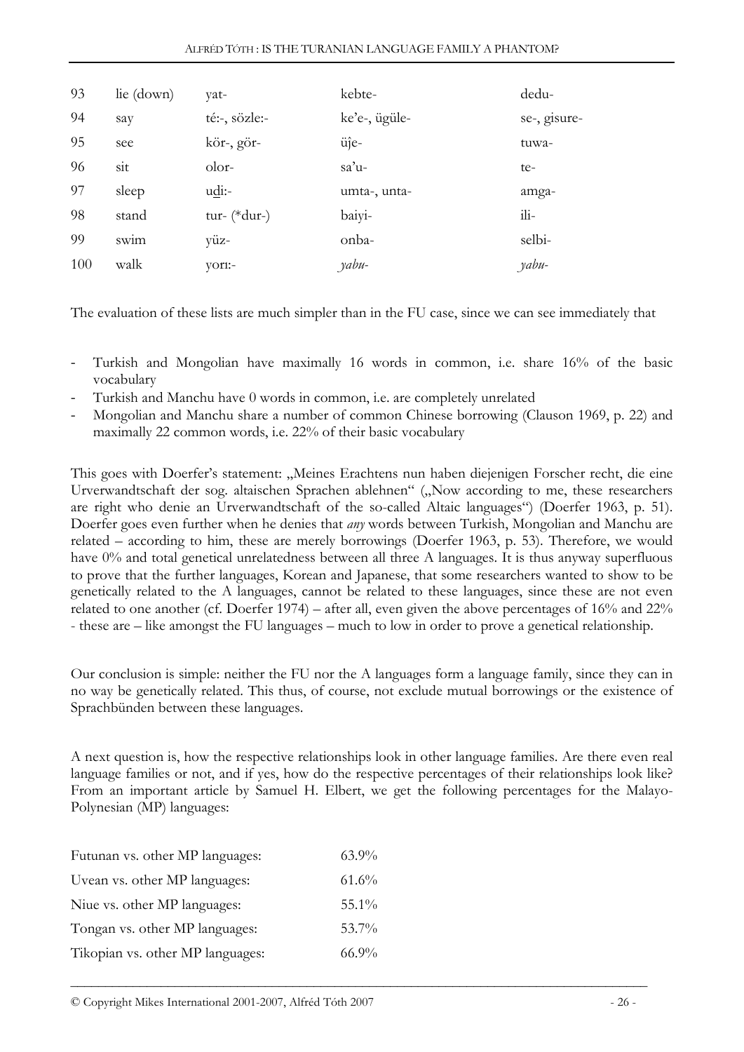| | | | | |
|---|---|---|---|---|
| 93 | lie (down) | yat- | kebte- | dedu- |
| 94 | say | té:-, sözle:- | ke'e-, ügüle- | se-, gisure- |
| 95 | see | kör-, gör- | üǰe- | tuwa- |
| 96 | sit | olor- | sa'u- | te- |
| 97 | sleep | ud̲i:- | umta-, unta- | amga- |
| 98 | stand | tur- (*dur-) | baiyi- | ili- |
| 99 | swim | yüz- | onba- | selbi- |
| 100 | walk | yorı:- | *yabu-* | *yabu-* |

The evaluation of these lists are much simpler than in the FU case, since we can see immediately that

- Turkish and Mongolian have maximally 16 words in common, i.e. share 16% of the basic vocabulary
- Turkish and Manchu have 0 words in common, i.e. are completely unrelated
- Mongolian and Manchu share a number of common Chinese borrowing (Clauson 1969, p. 22) and maximally 22 common words, i.e. 22% of their basic vocabulary

This goes with Doerfer's statement: „Meines Erachtens nun haben diejenigen Forscher recht, die eine Urverwandtschaft der sog. altaischen Sprachen ablehnen" („Now according to me, these researchers are right who denie an Urverwandtschaft of the so-called Altaic languages") (Doerfer 1963, p. 51). Doerfer goes even further when he denies that *any* words between Turkish, Mongolian and Manchu are related – according to him, these are merely borrowings (Doerfer 1963, p. 53). Therefore, we would have 0% and total genetical unrelatedness between all three A languages. It is thus anyway superfluous to prove that the further languages, Korean and Japanese, that some researchers wanted to show to be genetically related to the A languages, cannot be related to these languages, since these are not even related to one another (cf. Doerfer 1974) – after all, even given the above percentages of 16% and 22% - these are – like amongst the FU languages – much to low in order to prove a genetical relationship.

Our conclusion is simple: neither the FU nor the A languages form a language family, since they can in no way be genetically related. This thus, of course, not exclude mutual borrowings or the existence of Sprachbünden between these languages.

A next question is, how the respective relationships look in other language families. Are there even real language families or not, and if yes, how do the respective percentages of their relationships look like? From an important article by Samuel H. Elbert, we get the following percentages for the Malayo-Polynesian (MP) languages:

| | |
|---|---|
| Futunan vs. other MP languages: | 63.9% |
| Uvean vs. other MP languages: | 61.6% |
| Niue vs. other MP languages: | 55.1% |
| Tongan vs. other MP languages: | 53.7% |
| Tikopian vs. other MP languages: | 66.9% |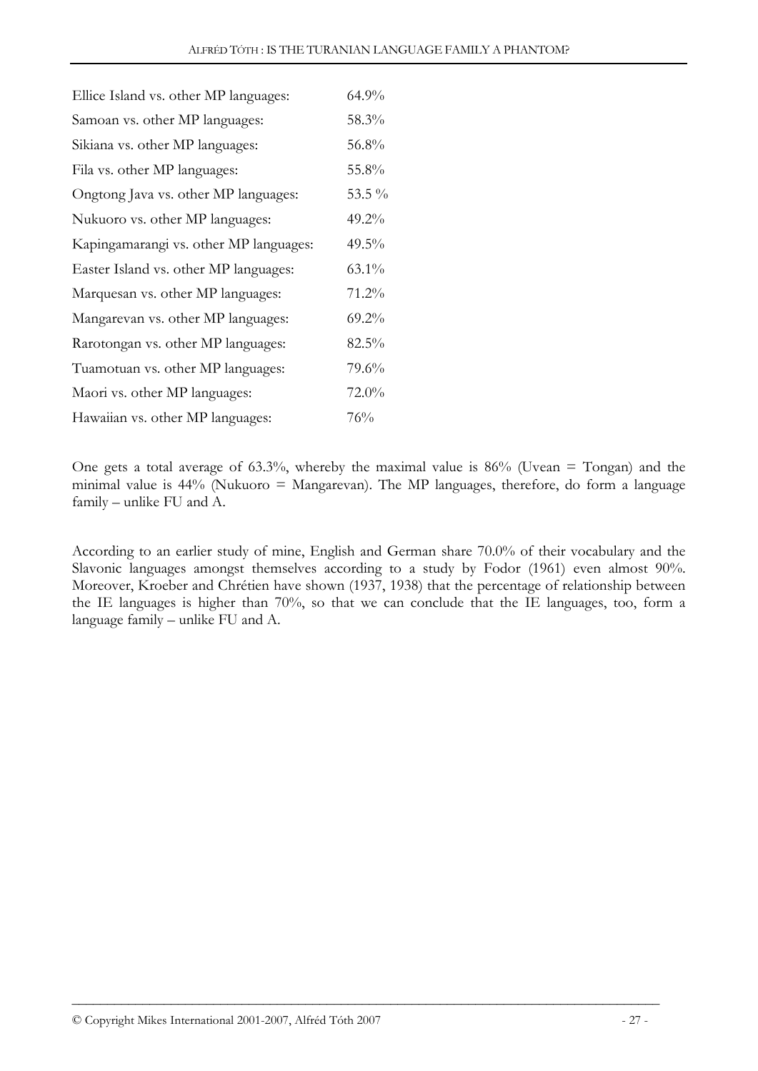| | |
|---|---|
| Ellice Island vs. other MP languages: | 64.9% |
| Samoan vs. other MP languages: | 58.3% |
| Sikiana vs. other MP languages: | 56.8% |
| Fila vs. other MP languages: | 55.8% |
| Ongtong Java vs. other MP languages: | 53.5 % |
| Nukuoro vs. other MP languages: | 49.2% |
| Kapingamarangi vs. other MP languages: | 49.5% |
| Easter Island vs. other MP languages: | 63.1% |
| Marquesan vs. other MP languages: | 71.2% |
| Mangarevan vs. other MP languages: | 69.2% |
| Rarotongan vs. other MP languages: | 82.5% |
| Tuamotuan vs. other MP languages: | 79.6% |
| Maori vs. other MP languages: | 72.0% |
| Hawaiian vs. other MP languages: | 76% |

One gets a total average of 63.3%, whereby the maximal value is 86% (Uvean = Tongan) and the minimal value is 44% (Nukuoro = Mangarevan). The MP languages, therefore, do form a language family – unlike FU and A.

According to an earlier study of mine, English and German share 70.0% of their vocabulary and the Slavonic languages amongst themselves according to a study by Fodor (1961) even almost 90%. Moreover, Kroeber and Chrétien have shown (1937, 1938) that the percentage of relationship between the IE languages is higher than 70%, so that we can conclude that the IE languages, too, form a language family – unlike FU and A.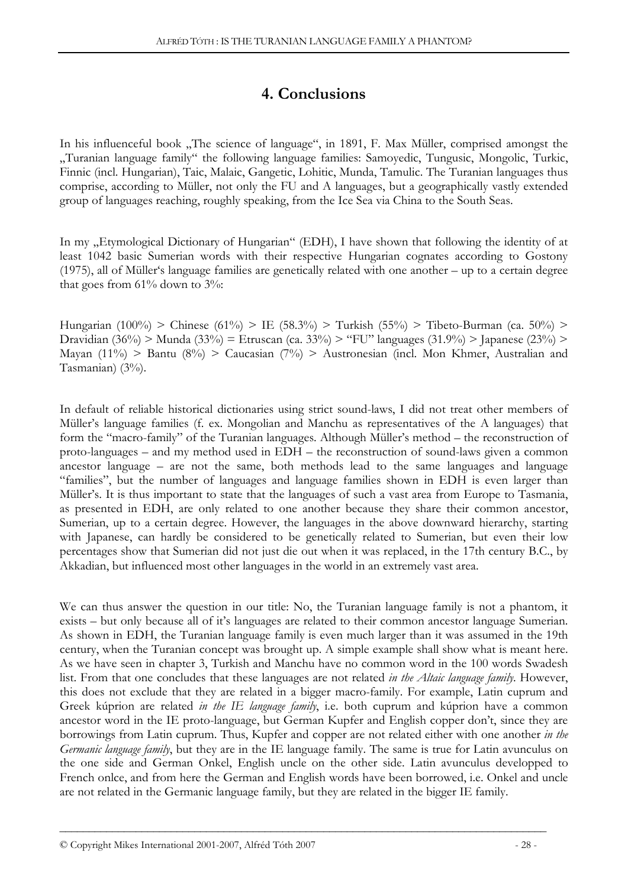## 4. Conclusions

In his influenceful book „The science of language", in 1891, F. Max Müller, comprised amongst the „Turanian language family" the following language families: Samoyedic, Tungusic, Mongolic, Turkic, Finnic (incl. Hungarian), Taic, Malaic, Gangetic, Lohitic, Munda, Tamulic. The Turanian languages thus comprise, according to Müller, not only the FU and A languages, but a geographically vastly extended group of languages reaching, roughly speaking, from the Ice Sea via China to the South Seas.

In my „Etymological Dictionary of Hungarian" (EDH), I have shown that following the identity of at least 1042 basic Sumerian words with their respective Hungarian cognates according to Gostony (1975), all of Müller's language families are genetically related with one another – up to a certain degree that goes from 61% down to 3%:

Hungarian (100%) > Chinese (61%) > IE (58.3%) > Turkish (55%) > Tibeto-Burman (ca. 50%) > Dravidian (36%) > Munda (33%) = Etruscan (ca. 33%) > "FU" languages (31.9%) > Japanese (23%) > Mayan (11%) > Bantu (8%) > Caucasian (7%) > Austronesian (incl. Mon Khmer, Australian and Tasmanian) (3%).

In default of reliable historical dictionaries using strict sound-laws, I did not treat other members of Müller's language families (f. ex. Mongolian and Manchu as representatives of the A languages) that form the "macro-family" of the Turanian languages. Although Müller's method – the reconstruction of proto-languages – and my method used in EDH – the reconstruction of sound-laws given a common ancestor language – are not the same, both methods lead to the same languages and language "families", but the number of languages and language families shown in EDH is even larger than Müller's. It is thus important to state that the languages of such a vast area from Europe to Tasmania, as presented in EDH, are only related to one another because they share their common ancestor, Sumerian, up to a certain degree. However, the languages in the above downward hierarchy, starting with Japanese, can hardly be considered to be genetically related to Sumerian, but even their low percentages show that Sumerian did not just die out when it was replaced, in the 17th century B.C., by Akkadian, but influenced most other languages in the world in an extremely vast area.

We can thus answer the question in our title: No, the Turanian language family is not a phantom, it exists – but only because all of it's languages are related to their common ancestor language Sumerian. As shown in EDH, the Turanian language family is even much larger than it was assumed in the 19th century, when the Turanian concept was brought up. A simple example shall show what is meant here. As we have seen in chapter 3, Turkish and Manchu have no common word in the 100 words Swadesh list. From that one concludes that these languages are not related *in the Altaic language family*. However, this does not exclude that they are related in a bigger macro-family. For example, Latin cuprum and Greek kúprion are related *in the IE language family*, i.e. both cuprum and kúprion have a common ancestor word in the IE proto-language, but German Kupfer and English copper don't, since they are borrowings from Latin cuprum. Thus, Kupfer and copper are not related either with one another *in the Germanic language family*, but they are in the IE language family. The same is true for Latin avunculus on the one side and German Onkel, English uncle on the other side. Latin avunculus developped to French onlce, and from here the German and English words have been borrowed, i.e. Onkel and uncle are not related in the Germanic language family, but they are related in the bigger IE family.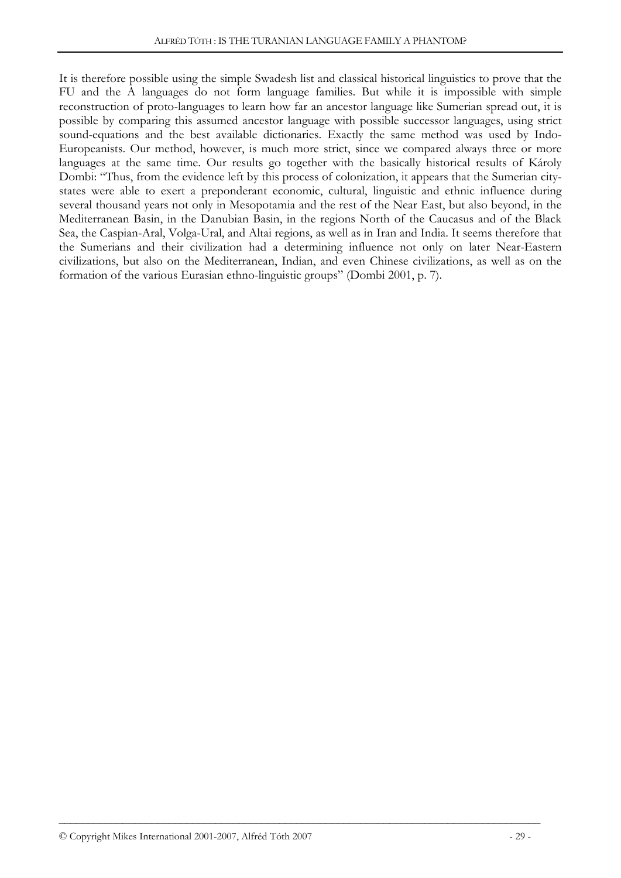It is therefore possible using the simple Swadesh list and classical historical linguistics to prove that the FU and the A languages do not form language families. But while it is impossible with simple reconstruction of proto-languages to learn how far an ancestor language like Sumerian spread out, it is possible by comparing this assumed ancestor language with possible successor languages, using strict sound-equations and the best available dictionaries. Exactly the same method was used by Indo-Europeanists. Our method, however, is much more strict, since we compared always three or more languages at the same time. Our results go together with the basically historical results of Károly Dombi: "Thus, from the evidence left by this process of colonization, it appears that the Sumerian city-states were able to exert a preponderant economic, cultural, linguistic and ethnic influence during several thousand years not only in Mesopotamia and the rest of the Near East, but also beyond, in the Mediterranean Basin, in the Danubian Basin, in the regions North of the Caucasus and of the Black Sea, the Caspian-Aral, Volga-Ural, and Altai regions, as well as in Iran and India. It seems therefore that the Sumerians and their civilization had a determining influence not only on later Near-Eastern civilizations, but also on the Mediterranean, Indian, and even Chinese civilizations, as well as on the formation of the various Eurasian ethno-linguistic groups" (Dombi 2001, p. 7).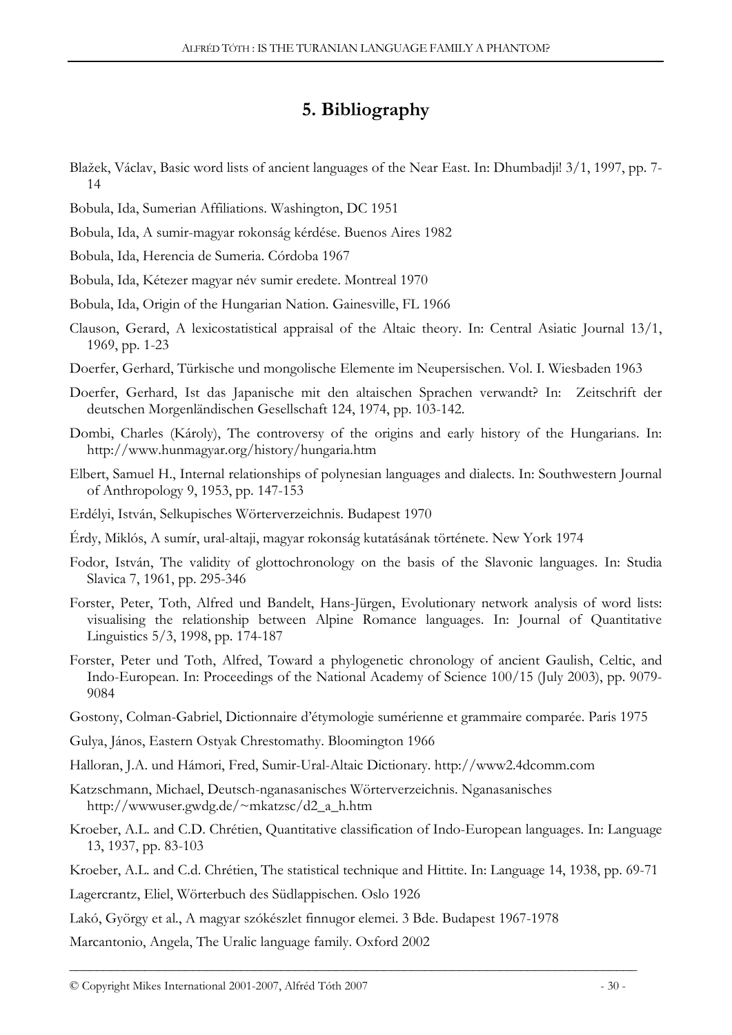# 5. Bibliography

Blažek, Václav, Basic word lists of ancient languages of the Near East. In: Dhumbadji! 3/1, 1997, pp. 7-14

Bobula, Ida, Sumerian Affiliations. Washington, DC 1951

Bobula, Ida, A sumir-magyar rokonság kérdése. Buenos Aires 1982

Bobula, Ida, Herencia de Sumeria. Córdoba 1967

Bobula, Ida, Kétezer magyar név sumir eredete. Montreal 1970

Bobula, Ida, Origin of the Hungarian Nation. Gainesville, FL 1966

Clauson, Gerard, A lexicostatistical appraisal of the Altaic theory. In: Central Asiatic Journal 13/1, 1969, pp. 1-23

Doerfer, Gerhard, Türkische und mongolische Elemente im Neupersischen. Vol. I. Wiesbaden 1963

Doerfer, Gerhard, Ist das Japanische mit den altaischen Sprachen verwandt? In: Zeitschrift der deutschen Morgenländischen Gesellschaft 124, 1974, pp. 103-142.

Dombi, Charles (Károly), The controversy of the origins and early history of the Hungarians. In: http://www.hunmagyar.org/history/hungaria.htm

Elbert, Samuel H., Internal relationships of polynesian languages and dialects. In: Southwestern Journal of Anthropology 9, 1953, pp. 147-153

Erdélyi, István, Selkupisches Wörterverzeichnis. Budapest 1970

Érdy, Miklós, A sumír, ural-altaji, magyar rokonság kutatásának története. New York 1974

Fodor, István, The validity of glottochronology on the basis of the Slavonic languages. In: Studia Slavica 7, 1961, pp. 295-346

Forster, Peter, Toth, Alfred und Bandelt, Hans-Jürgen, Evolutionary network analysis of word lists: visualising the relationship between Alpine Romance languages. In: Journal of Quantitative Linguistics 5/3, 1998, pp. 174-187

Forster, Peter und Toth, Alfred, Toward a phylogenetic chronology of ancient Gaulish, Celtic, and Indo-European. In: Proceedings of the National Academy of Science 100/15 (July 2003), pp. 9079-9084

Gostony, Colman-Gabriel, Dictionnaire d'étymologie sumérienne et grammaire comparée. Paris 1975

Gulya, János, Eastern Ostyak Chrestomathy. Bloomington 1966

Halloran, J.A. und Hámori, Fred, Sumir-Ural-Altaic Dictionary. http://www2.4dcomm.com

Katzschmann, Michael, Deutsch-nganasanisches Wörterverzeichnis. Nganasanisches http://wwwuser.gwdg.de/~mkatzsc/d2_a_h.htm

Kroeber, A.L. and C.D. Chrétien, Quantitative classification of Indo-European languages. In: Language 13, 1937, pp. 83-103

Kroeber, A.L. and C.d. Chrétien, The statistical technique and Hittite. In: Language 14, 1938, pp. 69-71

Lagercrantz, Eliel, Wörterbuch des Südlappischen. Oslo 1926

Lakó, György et al., A magyar szókészlet finnugor elemei. 3 Bde. Budapest 1967-1978

Marcantonio, Angela, The Uralic language family. Oxford 2002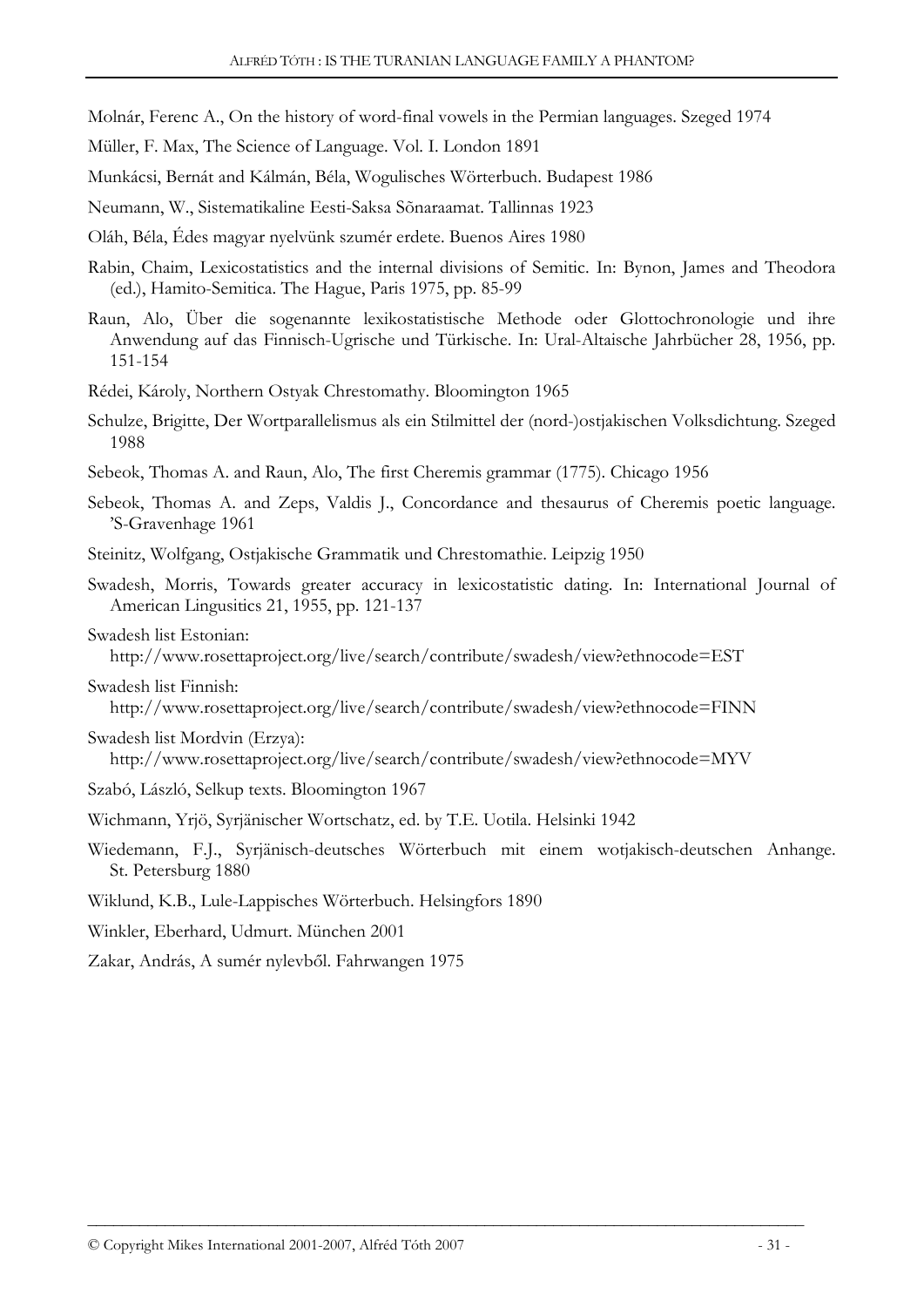Molnár, Ferenc A., On the history of word-final vowels in the Permian languages. Szeged 1974

Müller, F. Max, The Science of Language. Vol. I. London 1891

Munkácsi, Bernát and Kálmán, Béla, Wogulisches Wörterbuch. Budapest 1986

Neumann, W., Sistematikaline Eesti-Saksa Sõnaraamat. Tallinnas 1923

Oláh, Béla, Édes magyar nyelvünk szumér erdete. Buenos Aires 1980

Rabin, Chaim, Lexicostatistics and the internal divisions of Semitic. In: Bynon, James and Theodora (ed.), Hamito-Semitica. The Hague, Paris 1975, pp. 85-99

Raun, Alo, Über die sogenannte lexikostatistische Methode oder Glottochronologie und ihre Anwendung auf das Finnisch-Ugrische und Türkische. In: Ural-Altaische Jahrbücher 28, 1956, pp. 151-154

Rédei, Károly, Northern Ostyak Chrestomathy. Bloomington 1965

Schulze, Brigitte, Der Wortparallelismus als ein Stilmittel der (nord-)ostjakischen Volksdichtung. Szeged 1988

Sebeok, Thomas A. and Raun, Alo, The first Cheremis grammar (1775). Chicago 1956

Sebeok, Thomas A. and Zeps, Valdis J., Concordance and thesaurus of Cheremis poetic language. 'S-Gravenhage 1961

Steinitz, Wolfgang, Ostjakische Grammatik und Chrestomathie. Leipzig 1950

Swadesh, Morris, Towards greater accuracy in lexicostatistic dating. In: International Journal of American Lingusitics 21, 1955, pp. 121-137

Swadesh list Estonian:
http://www.rosettaproject.org/live/search/contribute/swadesh/view?ethnocode=EST

Swadesh list Finnish:
http://www.rosettaproject.org/live/search/contribute/swadesh/view?ethnocode=FINN

Swadesh list Mordvin (Erzya):
http://www.rosettaproject.org/live/search/contribute/swadesh/view?ethnocode=MYV

Szabó, László, Selkup texts. Bloomington 1967

Wichmann, Yrjö, Syrjänischer Wortschatz, ed. by T.E. Uotila. Helsinki 1942

Wiedemann, F.J., Syrjänisch-deutsches Wörterbuch mit einem wotjakisch-deutschen Anhange. St. Petersburg 1880

Wiklund, K.B., Lule-Lappisches Wörterbuch. Helsingfors 1890

Winkler, Eberhard, Udmurt. München 2001

Zakar, András, A sumér nylevből. Fahrwangen 1975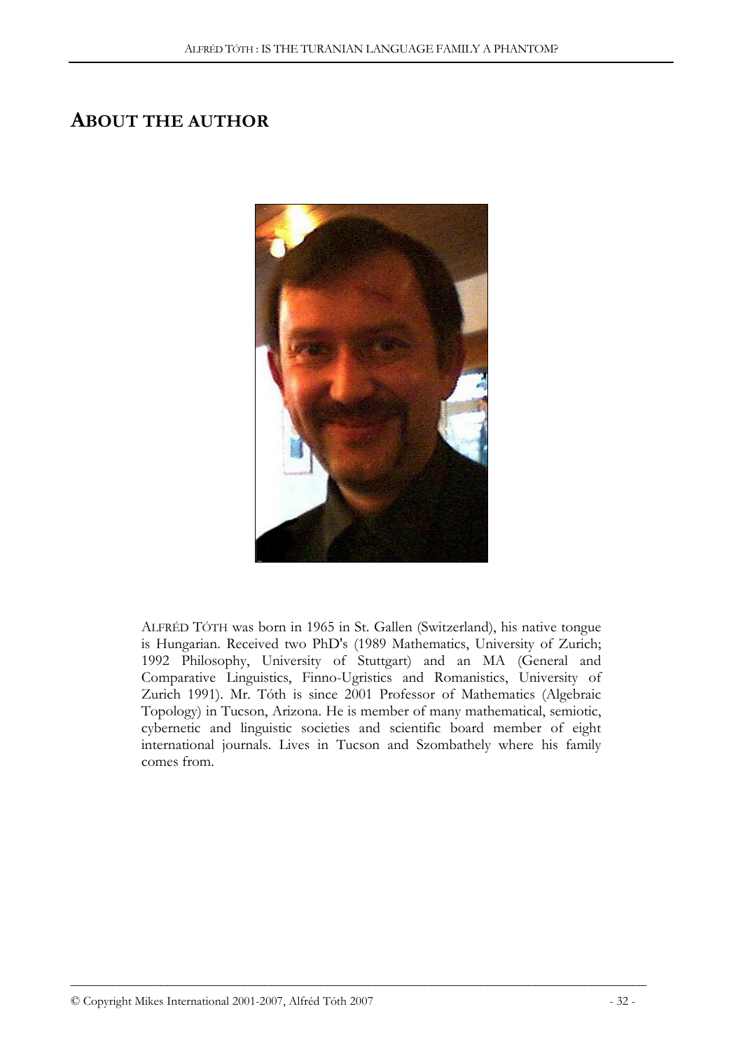## About the Author

ALFRÉD TÓTH was born in 1965 in St. Gallen (Switzerland), his native tongue is Hungarian. Received two PhD's (1989 Mathematics, University of Zurich; 1992 Philosophy, University of Stuttgart) and an MA (General and Comparative Linguistics, Finno-Ugristics and Romanistics, University of Zurich 1991). Mr. Tóth is since 2001 Professor of Mathematics (Algebraic Topology) in Tucson, Arizona. He is member of many mathematical, semiotic, cybernetic and linguistic societies and scientific board member of eight international journals. Lives in Tucson and Szombathely where his family comes from.